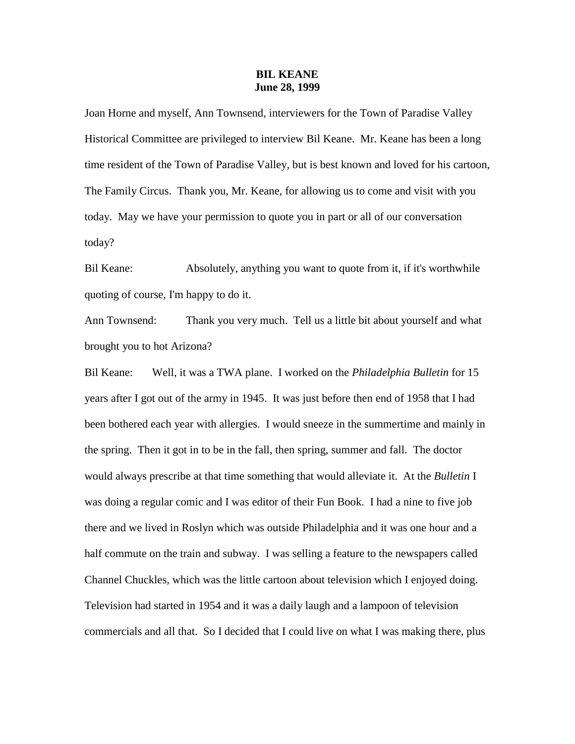**BIL KEANE**
**June 28, 1999**

Joan Horne and myself, Ann Townsend, interviewers for the Town of Paradise Valley Historical Committee are privileged to interview Bil Keane. Mr. Keane has been a long time resident of the Town of Paradise Valley, but is best known and loved for his cartoon, The Family Circus. Thank you, Mr. Keane, for allowing us to come and visit with you today. May we have your permission to quote you in part or all of our conversation today?

Bil Keane: Absolutely, anything you want to quote from it, if it's worthwhile quoting of course, I'm happy to do it.

Ann Townsend: Thank you very much. Tell us a little bit about yourself and what brought you to hot Arizona?

Bil Keane: Well, it was a TWA plane. I worked on the *Philadelphia Bulletin* for 15 years after I got out of the army in 1945. It was just before then end of 1958 that I had been bothered each year with allergies. I would sneeze in the summertime and mainly in the spring. Then it got in to be in the fall, then spring, summer and fall. The doctor would always prescribe at that time something that would alleviate it. At the *Bulletin* I was doing a regular comic and I was editor of their Fun Book. I had a nine to five job there and we lived in Roslyn which was outside Philadelphia and it was one hour and a half commute on the train and subway. I was selling a feature to the newspapers called Channel Chuckles, which was the little cartoon about television which I enjoyed doing. Television had started in 1954 and it was a daily laugh and a lampoon of television commercials and all that. So I decided that I could live on what I was making there, plus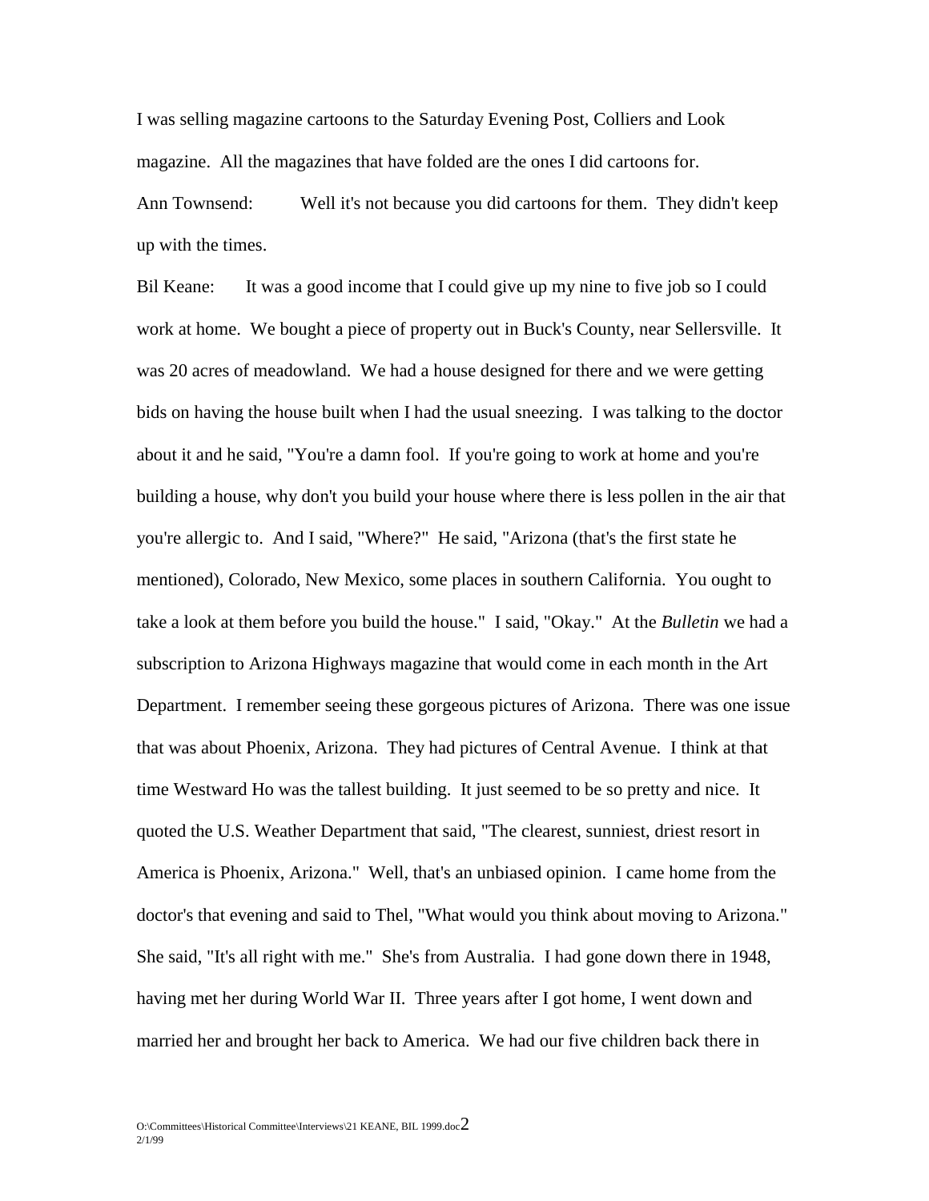I was selling magazine cartoons to the Saturday Evening Post, Colliers and Look magazine. All the magazines that have folded are the ones I did cartoons for.

Ann Townsend: Well it's not because you did cartoons for them. They didn't keep up with the times.

Bil Keane: It was a good income that I could give up my nine to five job so I could work at home. We bought a piece of property out in Buck's County, near Sellersville. It was 20 acres of meadowland. We had a house designed for there and we were getting bids on having the house built when I had the usual sneezing. I was talking to the doctor about it and he said, "You're a damn fool. If you're going to work at home and you're building a house, why don't you build your house where there is less pollen in the air that you're allergic to. And I said, "Where?" He said, "Arizona (that's the first state he mentioned), Colorado, New Mexico, some places in southern California. You ought to take a look at them before you build the house." I said, "Okay." At the *Bulletin* we had a subscription to Arizona Highways magazine that would come in each month in the Art Department. I remember seeing these gorgeous pictures of Arizona. There was one issue that was about Phoenix, Arizona. They had pictures of Central Avenue. I think at that time Westward Ho was the tallest building. It just seemed to be so pretty and nice. It quoted the U.S. Weather Department that said, "The clearest, sunniest, driest resort in America is Phoenix, Arizona." Well, that's an unbiased opinion. I came home from the doctor's that evening and said to Thel, "What would you think about moving to Arizona." She said, "It's all right with me." She's from Australia. I had gone down there in 1948, having met her during World War II. Three years after I got home, I went down and married her and brought her back to America. We had our five children back there in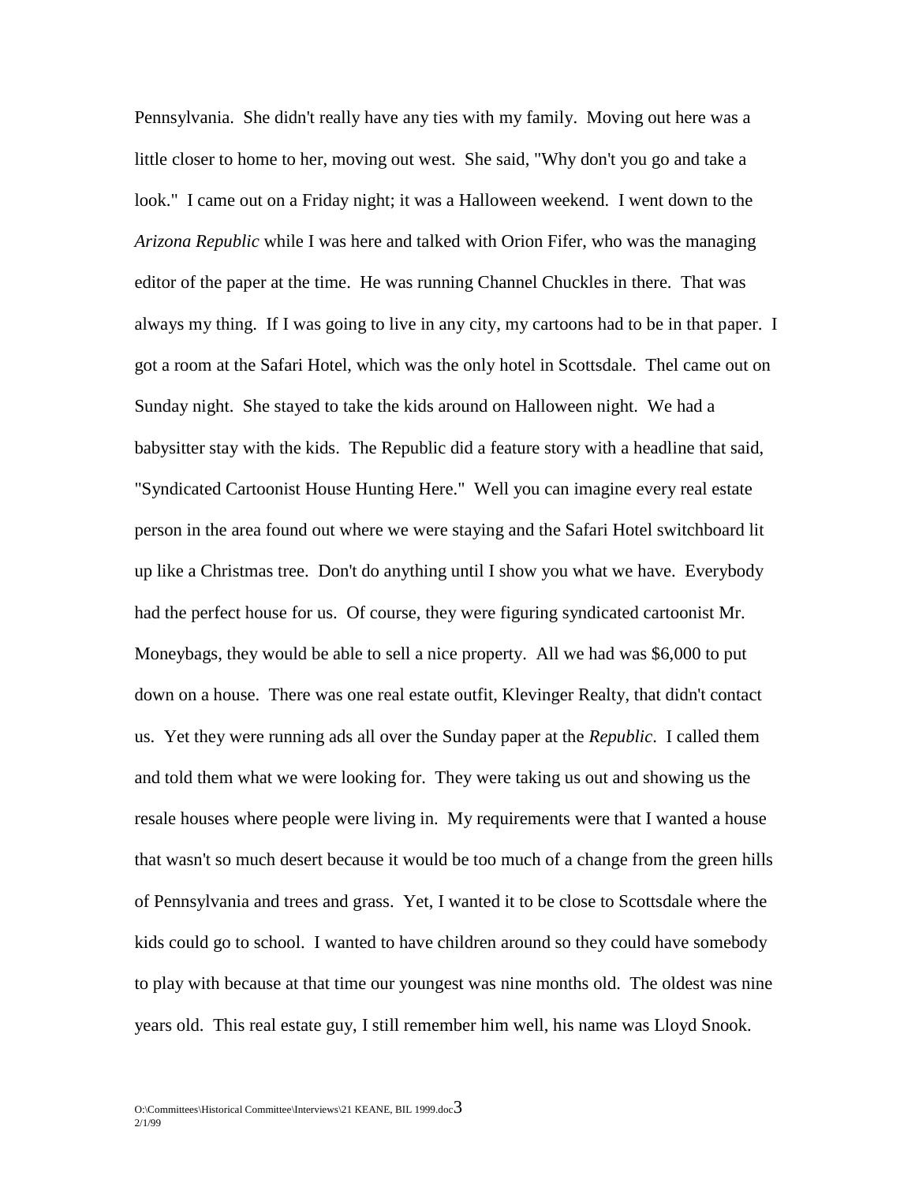Pennsylvania. She didn't really have any ties with my family. Moving out here was a little closer to home to her, moving out west. She said, "Why don't you go and take a look." I came out on a Friday night; it was a Halloween weekend. I went down to the *Arizona Republic* while I was here and talked with Orion Fifer, who was the managing editor of the paper at the time. He was running Channel Chuckles in there. That was always my thing. If I was going to live in any city, my cartoons had to be in that paper. I got a room at the Safari Hotel, which was the only hotel in Scottsdale. Thel came out on Sunday night. She stayed to take the kids around on Halloween night. We had a babysitter stay with the kids. The Republic did a feature story with a headline that said, "Syndicated Cartoonist House Hunting Here." Well you can imagine every real estate person in the area found out where we were staying and the Safari Hotel switchboard lit up like a Christmas tree. Don't do anything until I show you what we have. Everybody had the perfect house for us. Of course, they were figuring syndicated cartoonist Mr. Moneybags, they would be able to sell a nice property. All we had was $6,000 to put down on a house. There was one real estate outfit, Klevinger Realty, that didn't contact us. Yet they were running ads all over the Sunday paper at the *Republic*. I called them and told them what we were looking for. They were taking us out and showing us the resale houses where people were living in. My requirements were that I wanted a house that wasn't so much desert because it would be too much of a change from the green hills of Pennsylvania and trees and grass. Yet, I wanted it to be close to Scottsdale where the kids could go to school. I wanted to have children around so they could have somebody to play with because at that time our youngest was nine months old. The oldest was nine years old. This real estate guy, I still remember him well, his name was Lloyd Snook.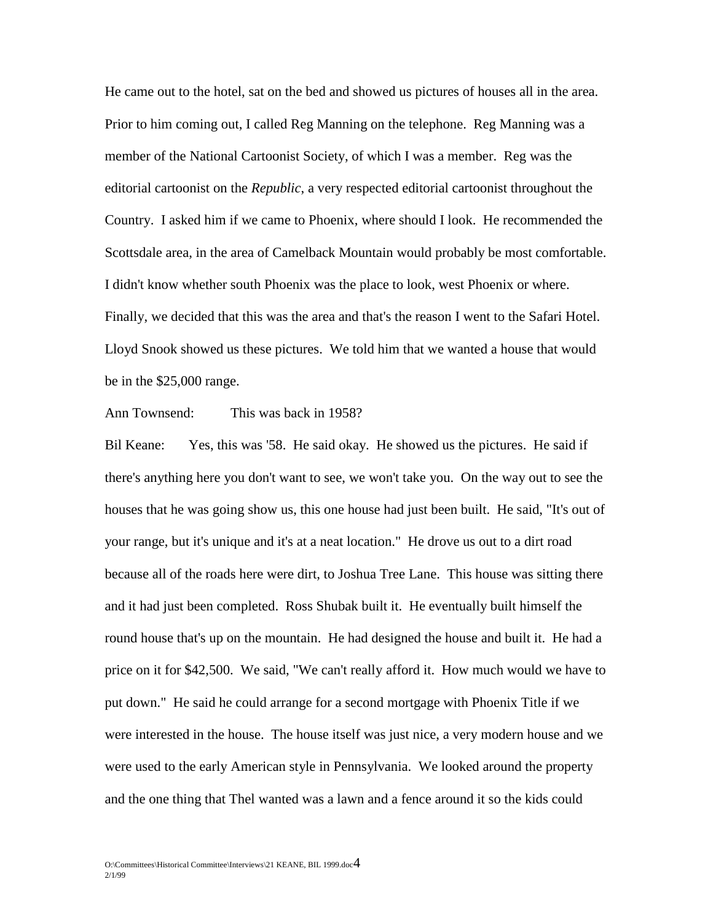He came out to the hotel, sat on the bed and showed us pictures of houses all in the area. Prior to him coming out, I called Reg Manning on the telephone. Reg Manning was a member of the National Cartoonist Society, of which I was a member. Reg was the editorial cartoonist on the *Republic*, a very respected editorial cartoonist throughout the Country. I asked him if we came to Phoenix, where should I look. He recommended the Scottsdale area, in the area of Camelback Mountain would probably be most comfortable. I didn't know whether south Phoenix was the place to look, west Phoenix or where. Finally, we decided that this was the area and that's the reason I went to the Safari Hotel. Lloyd Snook showed us these pictures. We told him that we wanted a house that would be in the $25,000 range.

Ann Townsend: This was back in 1958?

Bil Keane: Yes, this was '58. He said okay. He showed us the pictures. He said if there's anything here you don't want to see, we won't take you. On the way out to see the houses that he was going show us, this one house had just been built. He said, "It's out of your range, but it's unique and it's at a neat location." He drove us out to a dirt road because all of the roads here were dirt, to Joshua Tree Lane. This house was sitting there and it had just been completed. Ross Shubak built it. He eventually built himself the round house that's up on the mountain. He had designed the house and built it. He had a price on it for $42,500. We said, "We can't really afford it. How much would we have to put down." He said he could arrange for a second mortgage with Phoenix Title if we were interested in the house. The house itself was just nice, a very modern house and we were used to the early American style in Pennsylvania. We looked around the property and the one thing that Thel wanted was a lawn and a fence around it so the kids could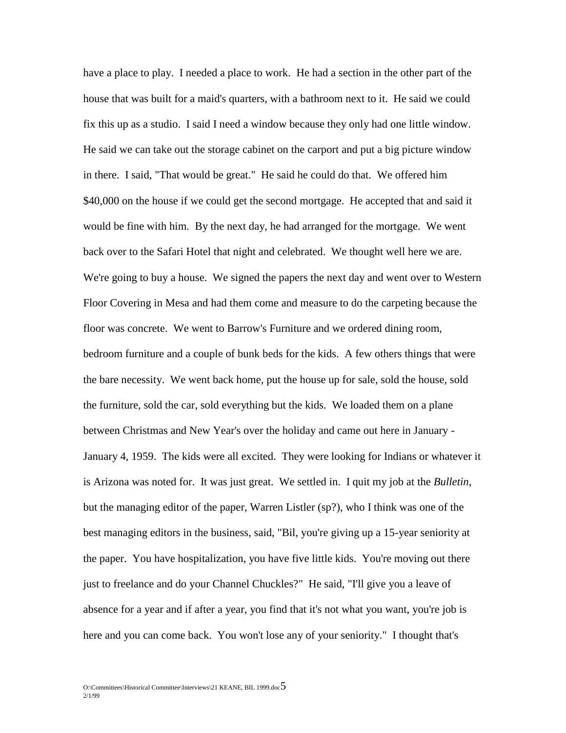have a place to play. I needed a place to work. He had a section in the other part of the house that was built for a maid's quarters, with a bathroom next to it. He said we could fix this up as a studio. I said I need a window because they only had one little window. He said we can take out the storage cabinet on the carport and put a big picture window in there. I said, "That would be great." He said he could do that. We offered him $40,000 on the house if we could get the second mortgage. He accepted that and said it would be fine with him. By the next day, he had arranged for the mortgage. We went back over to the Safari Hotel that night and celebrated. We thought well here we are. We're going to buy a house. We signed the papers the next day and went over to Western Floor Covering in Mesa and had them come and measure to do the carpeting because the floor was concrete. We went to Barrow's Furniture and we ordered dining room, bedroom furniture and a couple of bunk beds for the kids. A few others things that were the bare necessity. We went back home, put the house up for sale, sold the house, sold the furniture, sold the car, sold everything but the kids. We loaded them on a plane between Christmas and New Year's over the holiday and came out here in January - January 4, 1959. The kids were all excited. They were looking for Indians or whatever it is Arizona was noted for. It was just great. We settled in. I quit my job at the *Bulletin*, but the managing editor of the paper, Warren Listler (sp?), who I think was one of the best managing editors in the business, said, "Bil, you're giving up a 15-year seniority at the paper. You have hospitalization, you have five little kids. You're moving out there just to freelance and do your Channel Chuckles?" He said, "I'll give you a leave of absence for a year and if after a year, you find that it's not what you want, you're job is here and you can come back. You won't lose any of your seniority." I thought that's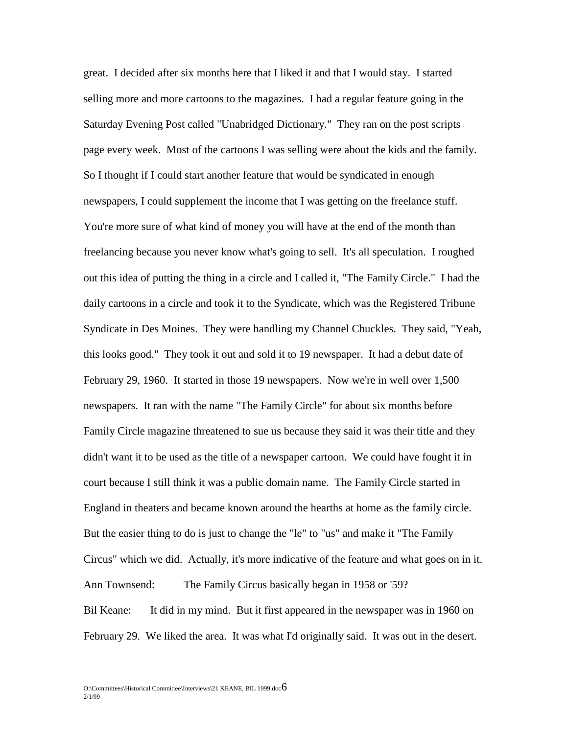great. I decided after six months here that I liked it and that I would stay. I started selling more and more cartoons to the magazines. I had a regular feature going in the Saturday Evening Post called "Unabridged Dictionary." They ran on the post scripts page every week. Most of the cartoons I was selling were about the kids and the family. So I thought if I could start another feature that would be syndicated in enough newspapers, I could supplement the income that I was getting on the freelance stuff. You're more sure of what kind of money you will have at the end of the month than freelancing because you never know what's going to sell. It's all speculation. I roughed out this idea of putting the thing in a circle and I called it, "The Family Circle." I had the daily cartoons in a circle and took it to the Syndicate, which was the Registered Tribune Syndicate in Des Moines. They were handling my Channel Chuckles. They said, "Yeah, this looks good." They took it out and sold it to 19 newspaper. It had a debut date of February 29, 1960. It started in those 19 newspapers. Now we're in well over 1,500 newspapers. It ran with the name "The Family Circle" for about six months before Family Circle magazine threatened to sue us because they said it was their title and they didn't want it to be used as the title of a newspaper cartoon. We could have fought it in court because I still think it was a public domain name. The Family Circle started in England in theaters and became known around the hearths at home as the family circle. But the easier thing to do is just to change the "le" to "us" and make it "The Family Circus" which we did. Actually, it's more indicative of the feature and what goes on in it.

Ann Townsend: The Family Circus basically began in 1958 or '59?

Bil Keane: It did in my mind. But it first appeared in the newspaper was in 1960 on February 29. We liked the area. It was what I'd originally said. It was out in the desert.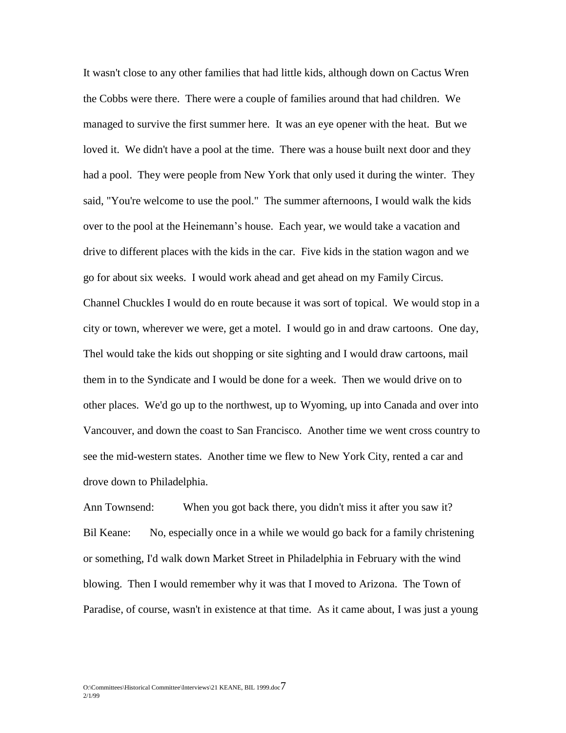It wasn't close to any other families that had little kids, although down on Cactus Wren the Cobbs were there. There were a couple of families around that had children. We managed to survive the first summer here. It was an eye opener with the heat. But we loved it. We didn't have a pool at the time. There was a house built next door and they had a pool. They were people from New York that only used it during the winter. They said, "You're welcome to use the pool." The summer afternoons, I would walk the kids over to the pool at the Heinemann's house. Each year, we would take a vacation and drive to different places with the kids in the car. Five kids in the station wagon and we go for about six weeks. I would work ahead and get ahead on my Family Circus. Channel Chuckles I would do en route because it was sort of topical. We would stop in a city or town, wherever we were, get a motel. I would go in and draw cartoons. One day, Thel would take the kids out shopping or site sighting and I would draw cartoons, mail them in to the Syndicate and I would be done for a week. Then we would drive on to other places. We'd go up to the northwest, up to Wyoming, up into Canada and over into Vancouver, and down the coast to San Francisco. Another time we went cross country to see the mid-western states. Another time we flew to New York City, rented a car and drove down to Philadelphia.

Ann Townsend: When you got back there, you didn't miss it after you saw it?

Bil Keane: No, especially once in a while we would go back for a family christening or something, I'd walk down Market Street in Philadelphia in February with the wind blowing. Then I would remember why it was that I moved to Arizona. The Town of Paradise, of course, wasn't in existence at that time. As it came about, I was just a young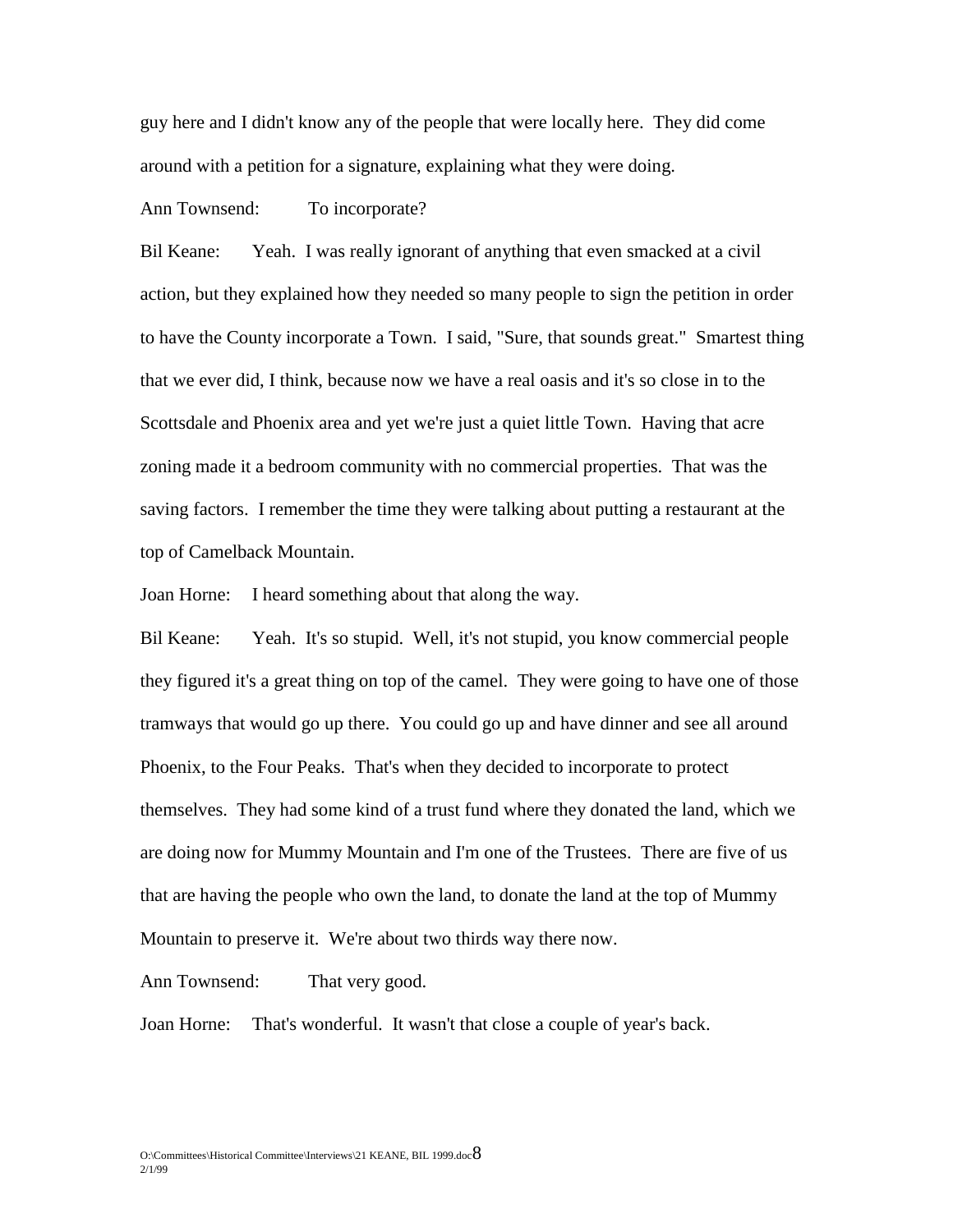guy here and I didn't know any of the people that were locally here. They did come around with a petition for a signature, explaining what they were doing.

Ann Townsend: To incorporate?

Bil Keane: Yeah. I was really ignorant of anything that even smacked at a civil action, but they explained how they needed so many people to sign the petition in order to have the County incorporate a Town. I said, "Sure, that sounds great." Smartest thing that we ever did, I think, because now we have a real oasis and it's so close in to the Scottsdale and Phoenix area and yet we're just a quiet little Town. Having that acre zoning made it a bedroom community with no commercial properties. That was the saving factors. I remember the time they were talking about putting a restaurant at the top of Camelback Mountain.

Joan Horne: I heard something about that along the way.

Bil Keane: Yeah. It's so stupid. Well, it's not stupid, you know commercial people they figured it's a great thing on top of the camel. They were going to have one of those tramways that would go up there. You could go up and have dinner and see all around Phoenix, to the Four Peaks. That's when they decided to incorporate to protect themselves. They had some kind of a trust fund where they donated the land, which we are doing now for Mummy Mountain and I'm one of the Trustees. There are five of us that are having the people who own the land, to donate the land at the top of Mummy Mountain to preserve it. We're about two thirds way there now.

Ann Townsend: That very good.

Joan Horne: That's wonderful. It wasn't that close a couple of year's back.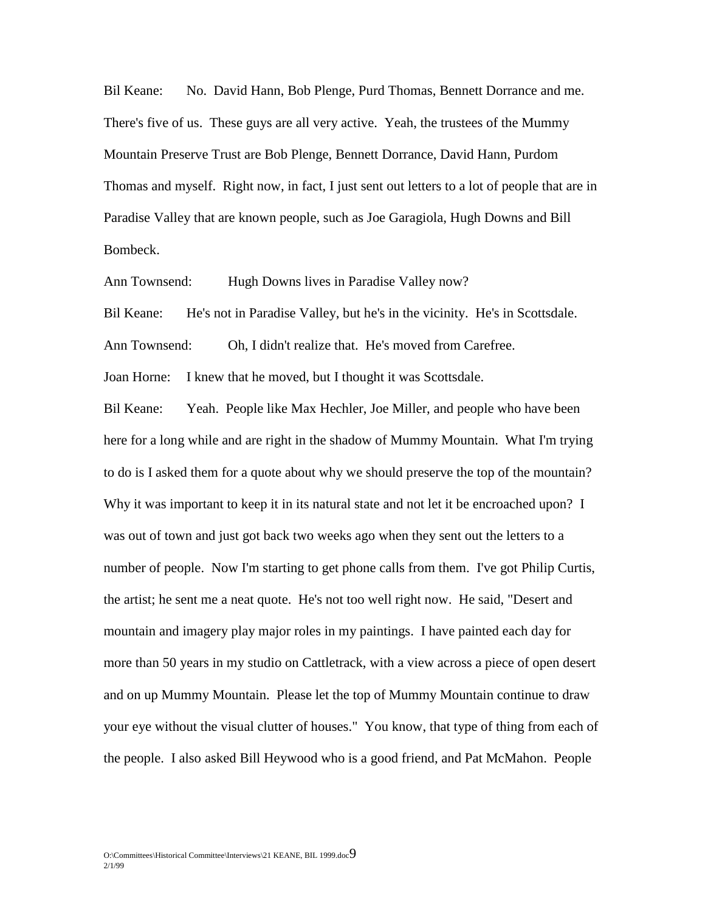Bil Keane: No. David Hann, Bob Plenge, Purd Thomas, Bennett Dorrance and me. There's five of us. These guys are all very active. Yeah, the trustees of the Mummy Mountain Preserve Trust are Bob Plenge, Bennett Dorrance, David Hann, Purdom Thomas and myself. Right now, in fact, I just sent out letters to a lot of people that are in Paradise Valley that are known people, such as Joe Garagiola, Hugh Downs and Bill Bombeck.

Ann Townsend: Hugh Downs lives in Paradise Valley now?

Bil Keane: He's not in Paradise Valley, but he's in the vicinity. He's in Scottsdale.

Ann Townsend: Oh, I didn't realize that. He's moved from Carefree.

Joan Horne: I knew that he moved, but I thought it was Scottsdale.

Bil Keane: Yeah. People like Max Hechler, Joe Miller, and people who have been here for a long while and are right in the shadow of Mummy Mountain. What I'm trying to do is I asked them for a quote about why we should preserve the top of the mountain? Why it was important to keep it in its natural state and not let it be encroached upon? I was out of town and just got back two weeks ago when they sent out the letters to a number of people. Now I'm starting to get phone calls from them. I've got Philip Curtis, the artist; he sent me a neat quote. He's not too well right now. He said, "Desert and mountain and imagery play major roles in my paintings. I have painted each day for more than 50 years in my studio on Cattletrack, with a view across a piece of open desert and on up Mummy Mountain. Please let the top of Mummy Mountain continue to draw your eye without the visual clutter of houses." You know, that type of thing from each of the people. I also asked Bill Heywood who is a good friend, and Pat McMahon. People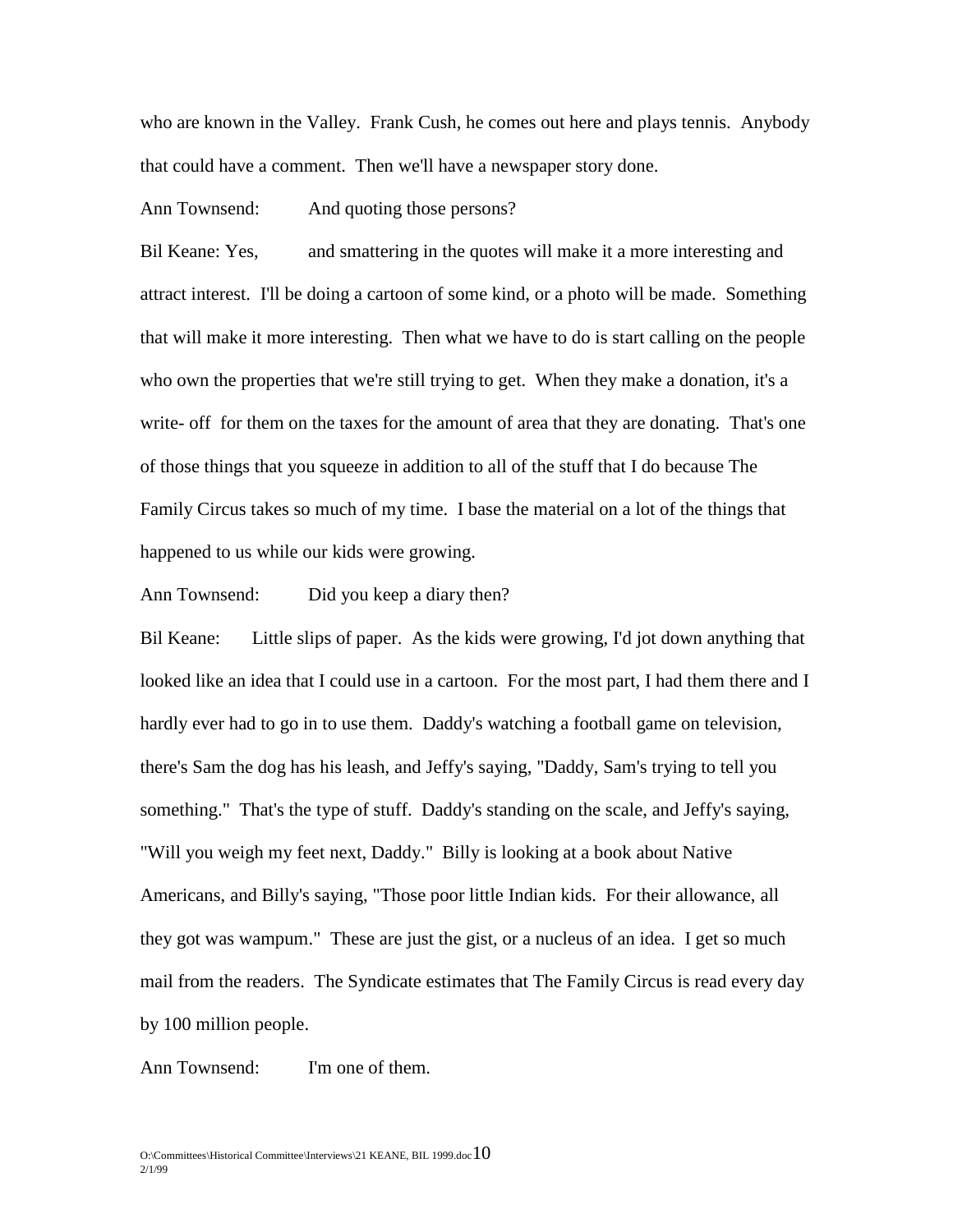who are known in the Valley. Frank Cush, he comes out here and plays tennis. Anybody that could have a comment. Then we'll have a newspaper story done.

Ann Townsend: And quoting those persons?

Bil Keane: Yes, and smattering in the quotes will make it a more interesting and attract interest. I'll be doing a cartoon of some kind, or a photo will be made. Something that will make it more interesting. Then what we have to do is start calling on the people who own the properties that we're still trying to get. When they make a donation, it's a write- off for them on the taxes for the amount of area that they are donating. That's one of those things that you squeeze in addition to all of the stuff that I do because The Family Circus takes so much of my time. I base the material on a lot of the things that happened to us while our kids were growing.

Ann Townsend: Did you keep a diary then?

Bil Keane: Little slips of paper. As the kids were growing, I'd jot down anything that looked like an idea that I could use in a cartoon. For the most part, I had them there and I hardly ever had to go in to use them. Daddy's watching a football game on television, there's Sam the dog has his leash, and Jeffy's saying, "Daddy, Sam's trying to tell you something." That's the type of stuff. Daddy's standing on the scale, and Jeffy's saying, "Will you weigh my feet next, Daddy." Billy is looking at a book about Native Americans, and Billy's saying, "Those poor little Indian kids. For their allowance, all they got was wampum." These are just the gist, or a nucleus of an idea. I get so much mail from the readers. The Syndicate estimates that The Family Circus is read every day by 100 million people.

Ann Townsend: I'm one of them.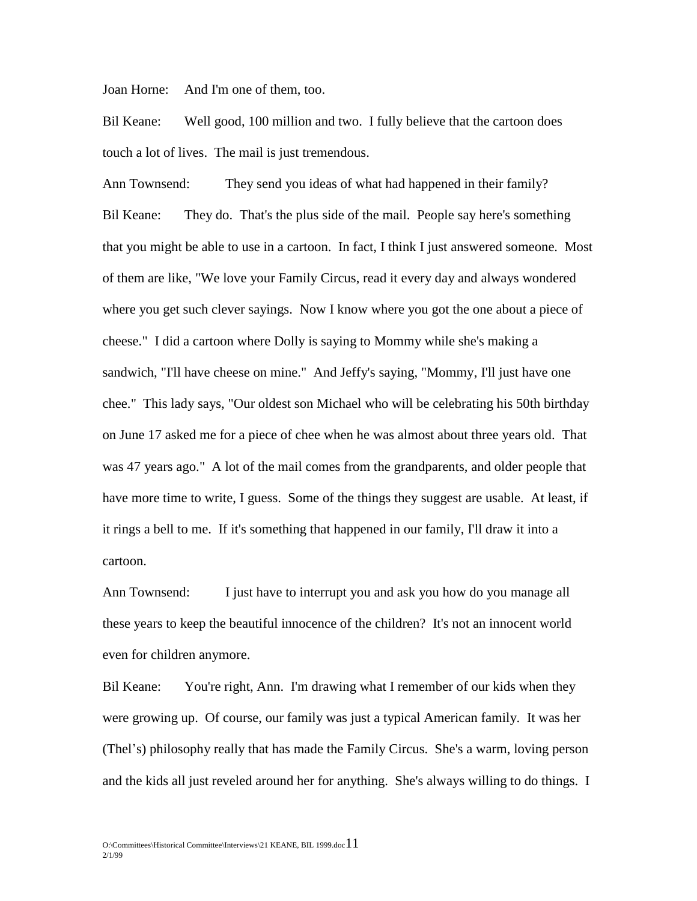Joan Horne: And I'm one of them, too.

Bil Keane: Well good, 100 million and two. I fully believe that the cartoon does touch a lot of lives. The mail is just tremendous.

Ann Townsend: They send you ideas of what had happened in their family?

Bil Keane: They do. That's the plus side of the mail. People say here's something that you might be able to use in a cartoon. In fact, I think I just answered someone. Most of them are like, "We love your Family Circus, read it every day and always wondered where you get such clever sayings. Now I know where you got the one about a piece of cheese." I did a cartoon where Dolly is saying to Mommy while she's making a sandwich, "I'll have cheese on mine." And Jeffy's saying, "Mommy, I'll just have one chee." This lady says, "Our oldest son Michael who will be celebrating his 50th birthday on June 17 asked me for a piece of chee when he was almost about three years old. That was 47 years ago." A lot of the mail comes from the grandparents, and older people that have more time to write, I guess. Some of the things they suggest are usable. At least, if it rings a bell to me. If it's something that happened in our family, I'll draw it into a cartoon.

Ann Townsend: I just have to interrupt you and ask you how do you manage all these years to keep the beautiful innocence of the children? It's not an innocent world even for children anymore.

Bil Keane: You're right, Ann. I'm drawing what I remember of our kids when they were growing up. Of course, our family was just a typical American family. It was her (Thel's) philosophy really that has made the Family Circus. She's a warm, loving person and the kids all just reveled around her for anything. She's always willing to do things. I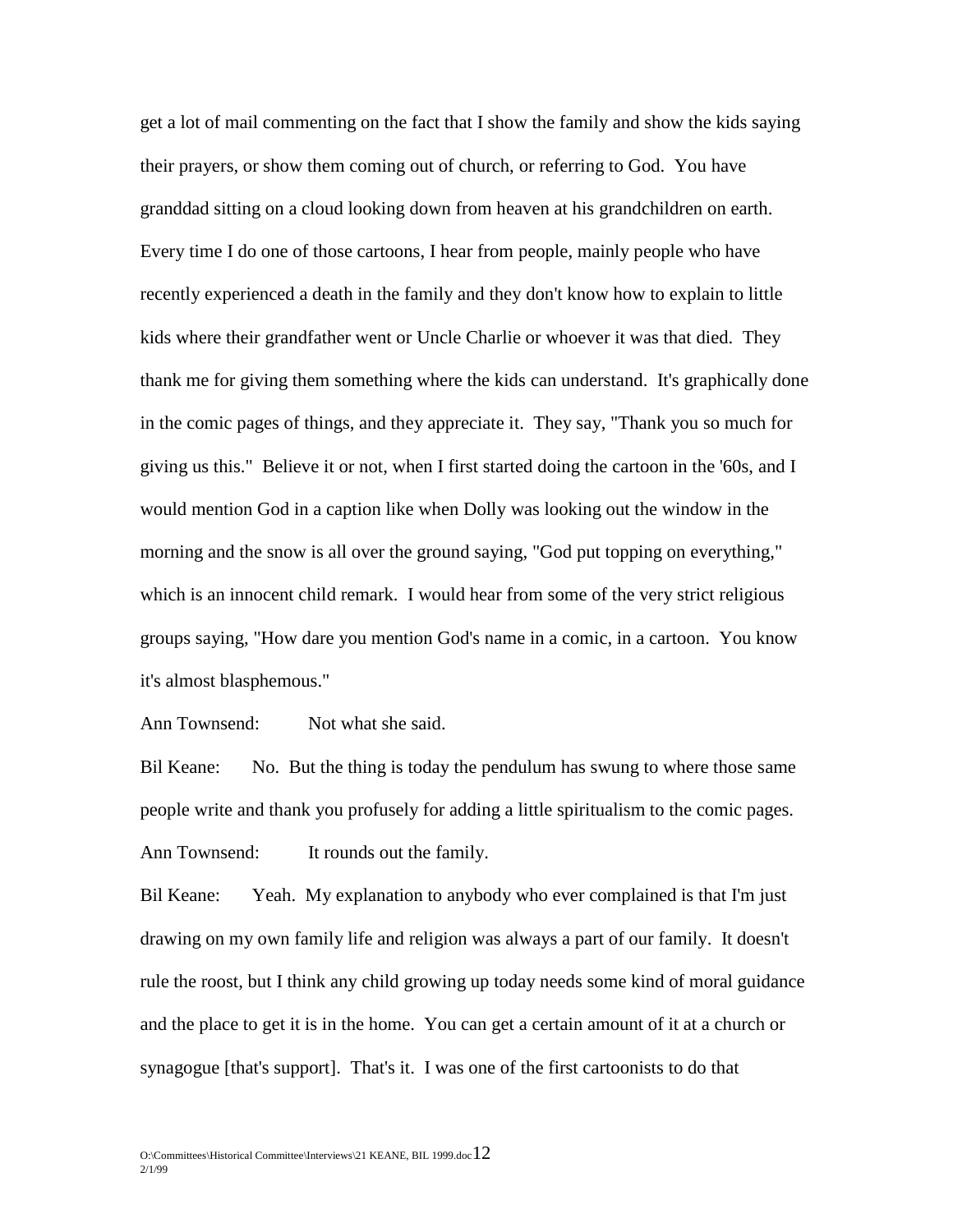get a lot of mail commenting on the fact that I show the family and show the kids saying their prayers, or show them coming out of church, or referring to God. You have granddad sitting on a cloud looking down from heaven at his grandchildren on earth. Every time I do one of those cartoons, I hear from people, mainly people who have recently experienced a death in the family and they don't know how to explain to little kids where their grandfather went or Uncle Charlie or whoever it was that died. They thank me for giving them something where the kids can understand. It's graphically done in the comic pages of things, and they appreciate it. They say, "Thank you so much for giving us this." Believe it or not, when I first started doing the cartoon in the '60s, and I would mention God in a caption like when Dolly was looking out the window in the morning and the snow is all over the ground saying, "God put topping on everything," which is an innocent child remark. I would hear from some of the very strict religious groups saying, "How dare you mention God's name in a comic, in a cartoon. You know it's almost blasphemous."

Ann Townsend: Not what she said.

Bil Keane: No. But the thing is today the pendulum has swung to where those same people write and thank you profusely for adding a little spiritualism to the comic pages.

Ann Townsend: It rounds out the family.

Bil Keane: Yeah. My explanation to anybody who ever complained is that I'm just drawing on my own family life and religion was always a part of our family. It doesn't rule the roost, but I think any child growing up today needs some kind of moral guidance and the place to get it is in the home. You can get a certain amount of it at a church or synagogue [that's support]. That's it. I was one of the first cartoonists to do that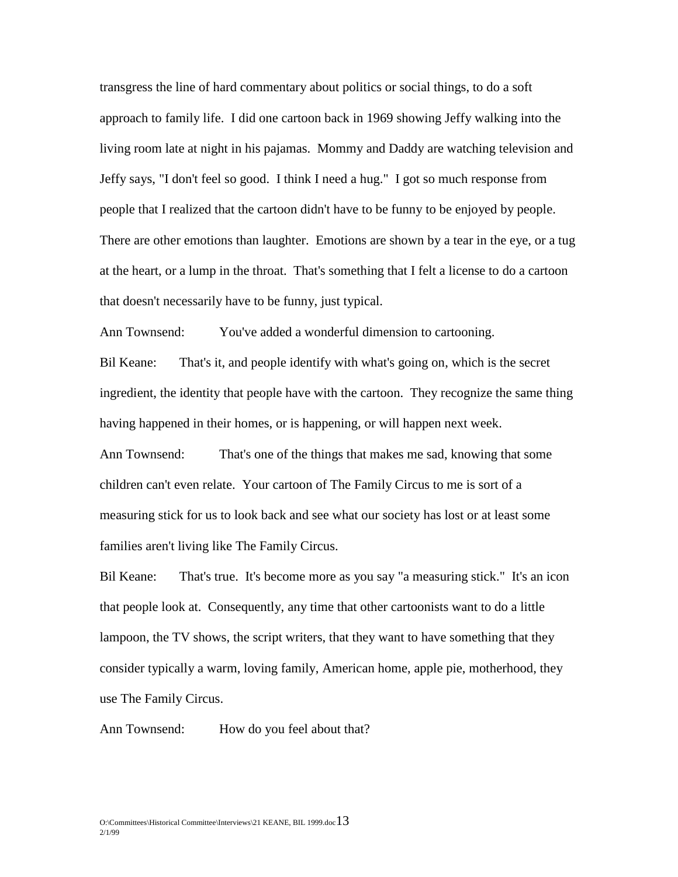transgress the line of hard commentary about politics or social things, to do a soft approach to family life. I did one cartoon back in 1969 showing Jeffy walking into the living room late at night in his pajamas. Mommy and Daddy are watching television and Jeffy says, "I don't feel so good. I think I need a hug." I got so much response from people that I realized that the cartoon didn't have to be funny to be enjoyed by people. There are other emotions than laughter. Emotions are shown by a tear in the eye, or a tug at the heart, or a lump in the throat. That's something that I felt a license to do a cartoon that doesn't necessarily have to be funny, just typical.

Ann Townsend: You've added a wonderful dimension to cartooning.

Bil Keane: That's it, and people identify with what's going on, which is the secret ingredient, the identity that people have with the cartoon. They recognize the same thing having happened in their homes, or is happening, or will happen next week.

Ann Townsend: That's one of the things that makes me sad, knowing that some children can't even relate. Your cartoon of The Family Circus to me is sort of a measuring stick for us to look back and see what our society has lost or at least some families aren't living like The Family Circus.

Bil Keane: That's true. It's become more as you say "a measuring stick." It's an icon that people look at. Consequently, any time that other cartoonists want to do a little lampoon, the TV shows, the script writers, that they want to have something that they consider typically a warm, loving family, American home, apple pie, motherhood, they use The Family Circus.

Ann Townsend: How do you feel about that?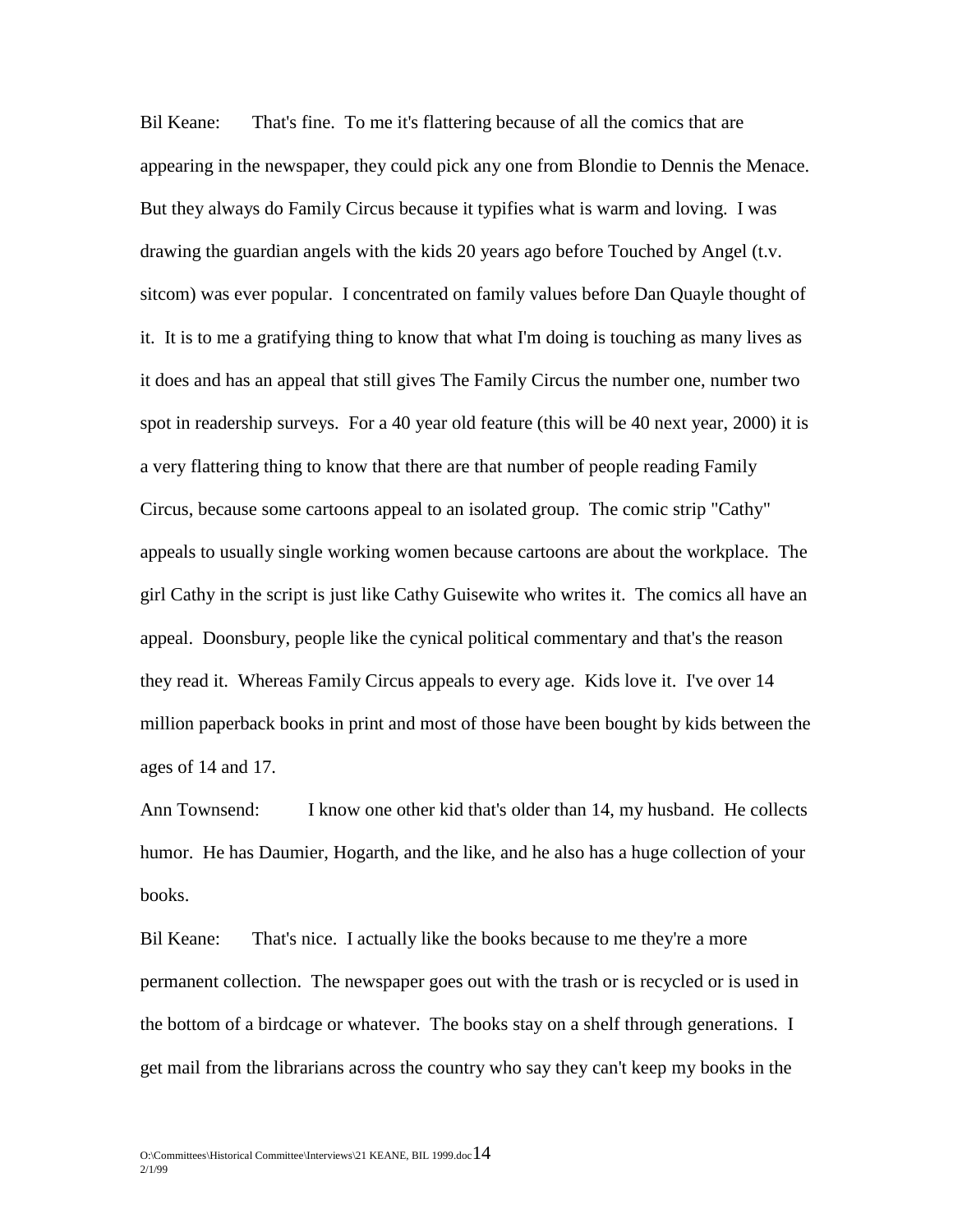Bil Keane: That's fine. To me it's flattering because of all the comics that are appearing in the newspaper, they could pick any one from Blondie to Dennis the Menace. But they always do Family Circus because it typifies what is warm and loving. I was drawing the guardian angels with the kids 20 years ago before Touched by Angel (t.v. sitcom) was ever popular. I concentrated on family values before Dan Quayle thought of it. It is to me a gratifying thing to know that what I'm doing is touching as many lives as it does and has an appeal that still gives The Family Circus the number one, number two spot in readership surveys. For a 40 year old feature (this will be 40 next year, 2000) it is a very flattering thing to know that there are that number of people reading Family Circus, because some cartoons appeal to an isolated group. The comic strip "Cathy" appeals to usually single working women because cartoons are about the workplace. The girl Cathy in the script is just like Cathy Guisewite who writes it. The comics all have an appeal. Doonsbury, people like the cynical political commentary and that's the reason they read it. Whereas Family Circus appeals to every age. Kids love it. I've over 14 million paperback books in print and most of those have been bought by kids between the ages of 14 and 17.

Ann Townsend: I know one other kid that's older than 14, my husband. He collects humor. He has Daumier, Hogarth, and the like, and he also has a huge collection of your books.

Bil Keane: That's nice. I actually like the books because to me they're a more permanent collection. The newspaper goes out with the trash or is recycled or is used in the bottom of a birdcage or whatever. The books stay on a shelf through generations. I get mail from the librarians across the country who say they can't keep my books in the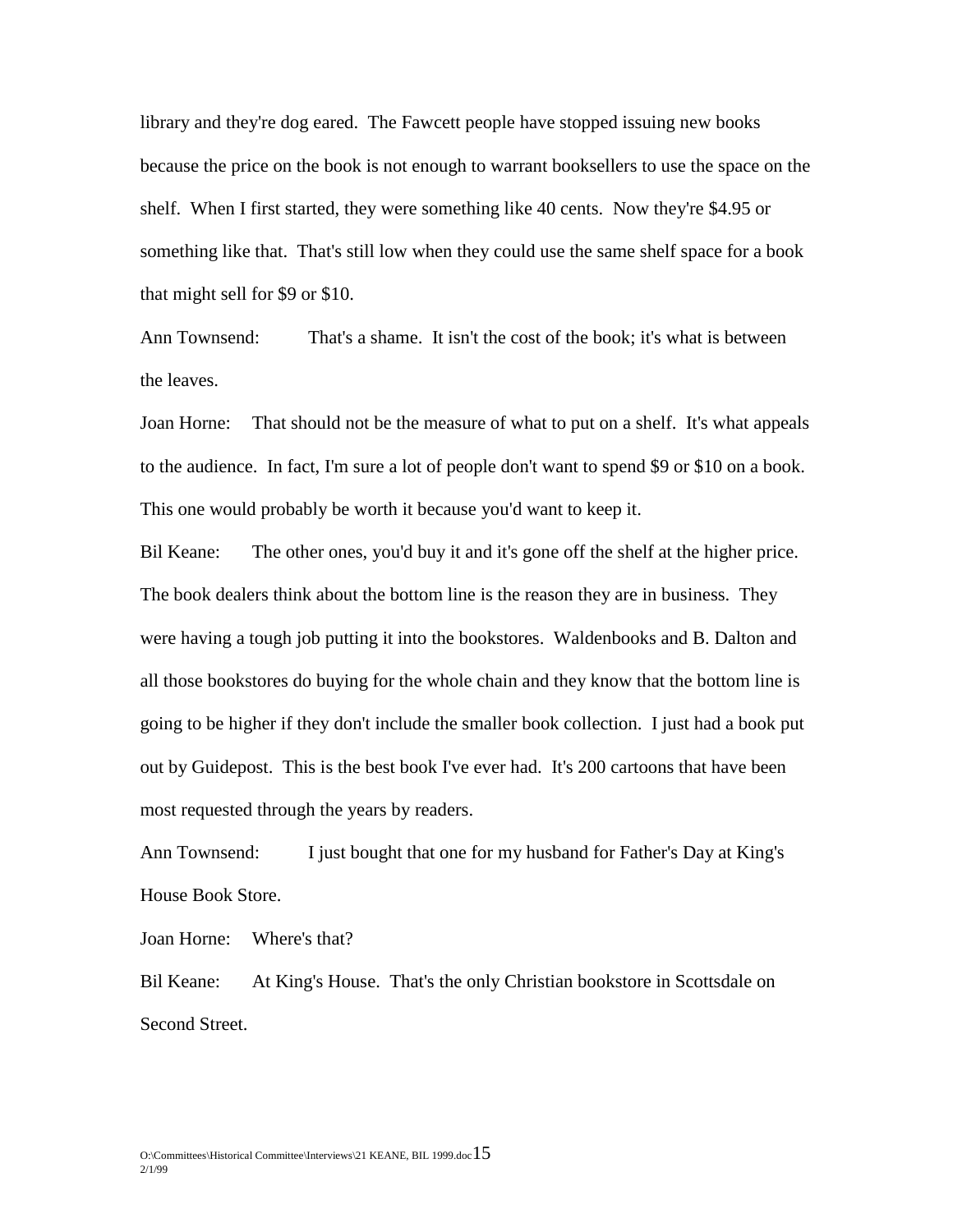library and they're dog eared. The Fawcett people have stopped issuing new books because the price on the book is not enough to warrant booksellers to use the space on the shelf. When I first started, they were something like 40 cents. Now they're $4.95 or something like that. That's still low when they could use the same shelf space for a book that might sell for $9 or $10.

Ann Townsend: That's a shame. It isn't the cost of the book; it's what is between the leaves.

Joan Horne: That should not be the measure of what to put on a shelf. It's what appeals to the audience. In fact, I'm sure a lot of people don't want to spend $9 or $10 on a book. This one would probably be worth it because you'd want to keep it.

Bil Keane: The other ones, you'd buy it and it's gone off the shelf at the higher price. The book dealers think about the bottom line is the reason they are in business. They were having a tough job putting it into the bookstores. Waldenbooks and B. Dalton and all those bookstores do buying for the whole chain and they know that the bottom line is going to be higher if they don't include the smaller book collection. I just had a book put out by Guidepost. This is the best book I've ever had. It's 200 cartoons that have been most requested through the years by readers.

Ann Townsend: I just bought that one for my husband for Father's Day at King's House Book Store.

Joan Horne: Where's that?

Bil Keane: At King's House. That's the only Christian bookstore in Scottsdale on Second Street.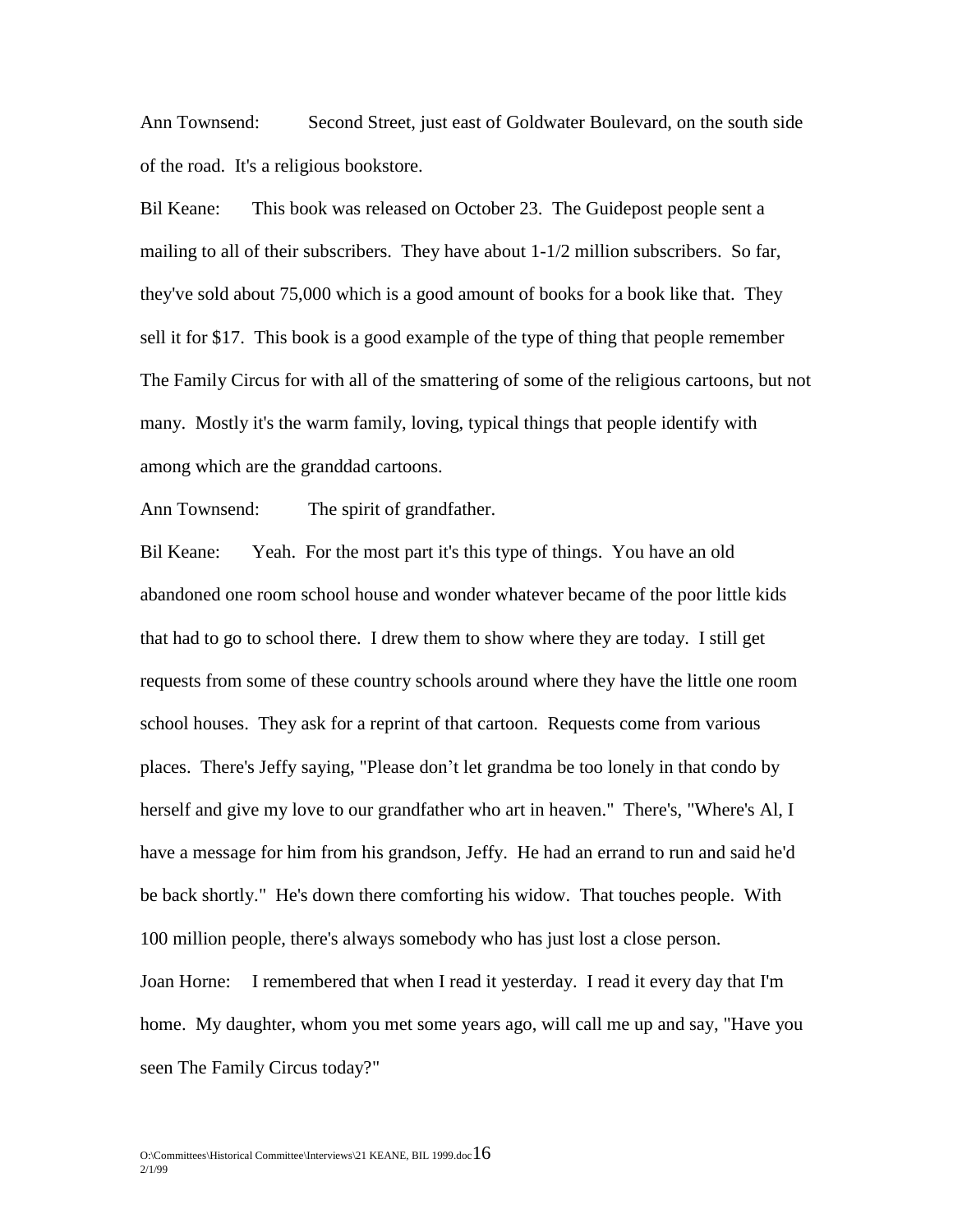Ann Townsend: Second Street, just east of Goldwater Boulevard, on the south side of the road. It's a religious bookstore.

Bil Keane: This book was released on October 23. The Guidepost people sent a mailing to all of their subscribers. They have about 1-1/2 million subscribers. So far, they've sold about 75,000 which is a good amount of books for a book like that. They sell it for $17. This book is a good example of the type of thing that people remember The Family Circus for with all of the smattering of some of the religious cartoons, but not many. Mostly it's the warm family, loving, typical things that people identify with among which are the granddad cartoons.

Ann Townsend: The spirit of grandfather.

Bil Keane: Yeah. For the most part it's this type of things. You have an old abandoned one room school house and wonder whatever became of the poor little kids that had to go to school there. I drew them to show where they are today. I still get requests from some of these country schools around where they have the little one room school houses. They ask for a reprint of that cartoon. Requests come from various places. There's Jeffy saying, "Please don't let grandma be too lonely in that condo by herself and give my love to our grandfather who art in heaven." There's, "Where's Al, I have a message for him from his grandson, Jeffy. He had an errand to run and said he'd be back shortly." He's down there comforting his widow. That touches people. With 100 million people, there's always somebody who has just lost a close person.

Joan Horne: I remembered that when I read it yesterday. I read it every day that I'm home. My daughter, whom you met some years ago, will call me up and say, "Have you seen The Family Circus today?"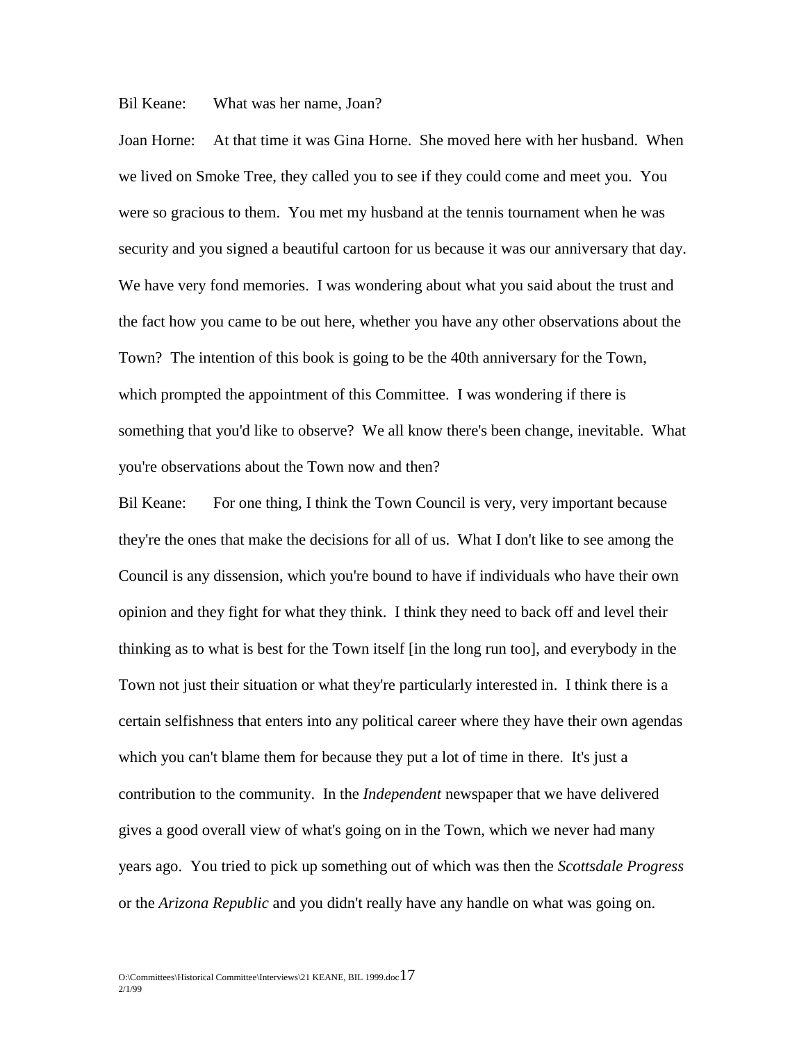Bil Keane: What was her name, Joan?

Joan Horne: At that time it was Gina Horne. She moved here with her husband. When we lived on Smoke Tree, they called you to see if they could come and meet you. You were so gracious to them. You met my husband at the tennis tournament when he was security and you signed a beautiful cartoon for us because it was our anniversary that day. We have very fond memories. I was wondering about what you said about the trust and the fact how you came to be out here, whether you have any other observations about the Town? The intention of this book is going to be the 40th anniversary for the Town, which prompted the appointment of this Committee. I was wondering if there is something that you'd like to observe? We all know there's been change, inevitable. What you're observations about the Town now and then?

Bil Keane: For one thing, I think the Town Council is very, very important because they're the ones that make the decisions for all of us. What I don't like to see among the Council is any dissension, which you're bound to have if individuals who have their own opinion and they fight for what they think. I think they need to back off and level their thinking as to what is best for the Town itself [in the long run too], and everybody in the Town not just their situation or what they're particularly interested in. I think there is a certain selfishness that enters into any political career where they have their own agendas which you can't blame them for because they put a lot of time in there. It's just a contribution to the community. In the *Independent* newspaper that we have delivered gives a good overall view of what's going on in the Town, which we never had many years ago. You tried to pick up something out of which was then the *Scottsdale Progress* or the *Arizona Republic* and you didn't really have any handle on what was going on.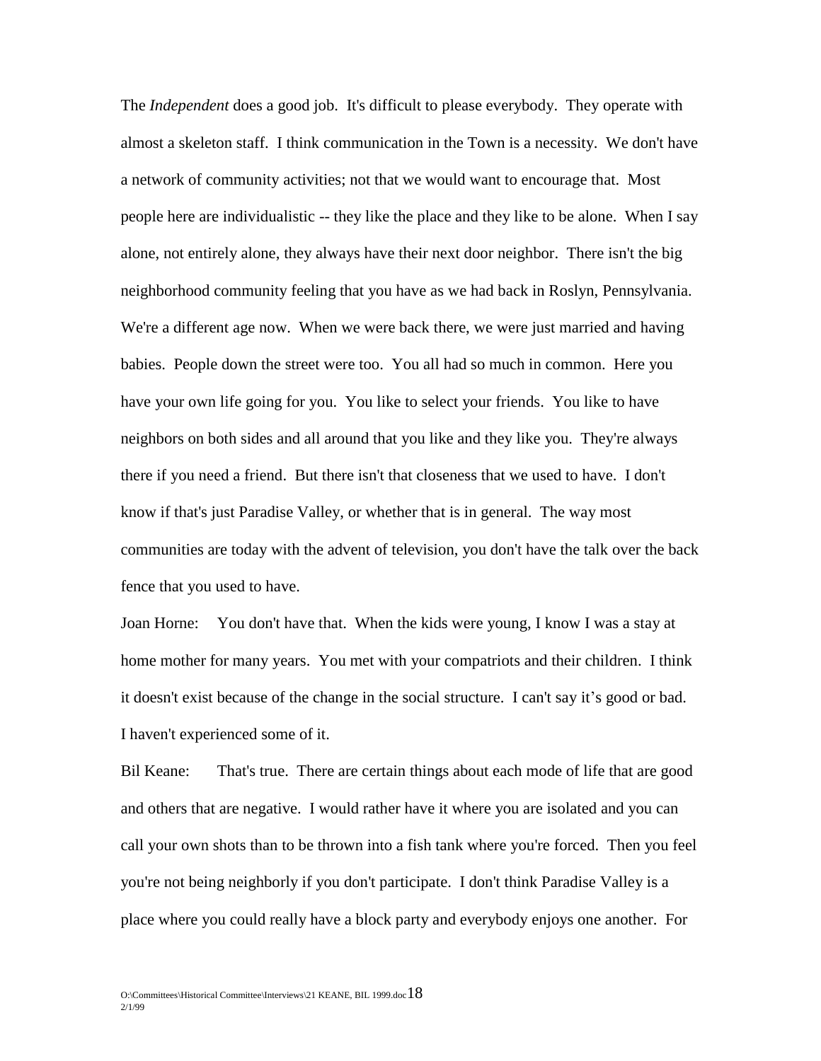The *Independent* does a good job. It's difficult to please everybody. They operate with almost a skeleton staff. I think communication in the Town is a necessity. We don't have a network of community activities; not that we would want to encourage that. Most people here are individualistic -- they like the place and they like to be alone. When I say alone, not entirely alone, they always have their next door neighbor. There isn't the big neighborhood community feeling that you have as we had back in Roslyn, Pennsylvania. We're a different age now. When we were back there, we were just married and having babies. People down the street were too. You all had so much in common. Here you have your own life going for you. You like to select your friends. You like to have neighbors on both sides and all around that you like and they like you. They're always there if you need a friend. But there isn't that closeness that we used to have. I don't know if that's just Paradise Valley, or whether that is in general. The way most communities are today with the advent of television, you don't have the talk over the back fence that you used to have.

Joan Horne: You don't have that. When the kids were young, I know I was a stay at home mother for many years. You met with your compatriots and their children. I think it doesn't exist because of the change in the social structure. I can't say it's good or bad. I haven't experienced some of it.

Bil Keane: That's true. There are certain things about each mode of life that are good and others that are negative. I would rather have it where you are isolated and you can call your own shots than to be thrown into a fish tank where you're forced. Then you feel you're not being neighborly if you don't participate. I don't think Paradise Valley is a place where you could really have a block party and everybody enjoys one another. For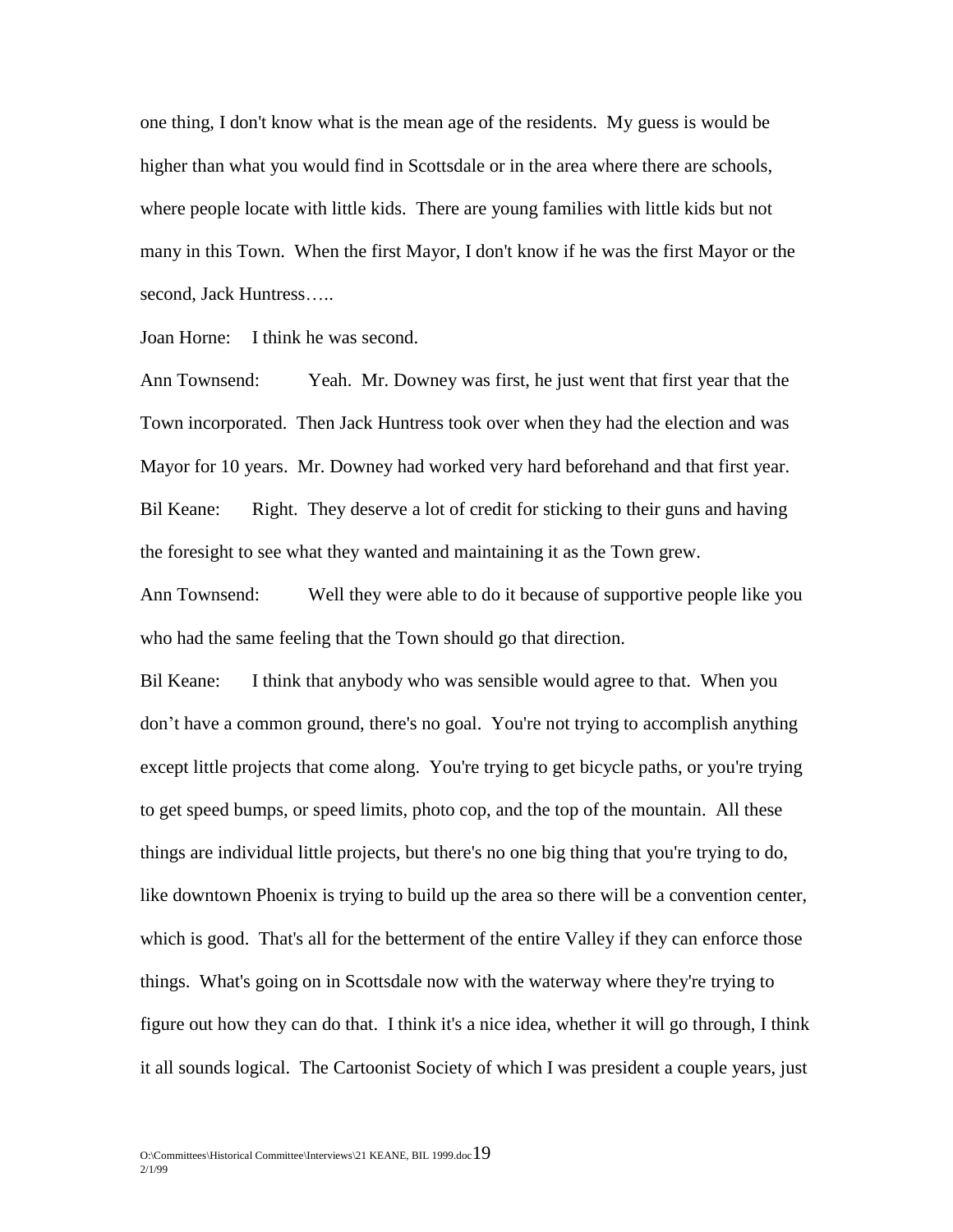one thing, I don't know what is the mean age of the residents. My guess is would be higher than what you would find in Scottsdale or in the area where there are schools, where people locate with little kids. There are young families with little kids but not many in this Town. When the first Mayor, I don't know if he was the first Mayor or the second, Jack Huntress…..

Joan Horne: I think he was second.

Ann Townsend: Yeah. Mr. Downey was first, he just went that first year that the Town incorporated. Then Jack Huntress took over when they had the election and was Mayor for 10 years. Mr. Downey had worked very hard beforehand and that first year.

Bil Keane: Right. They deserve a lot of credit for sticking to their guns and having the foresight to see what they wanted and maintaining it as the Town grew.

Ann Townsend: Well they were able to do it because of supportive people like you who had the same feeling that the Town should go that direction.

Bil Keane: I think that anybody who was sensible would agree to that. When you don't have a common ground, there's no goal. You're not trying to accomplish anything except little projects that come along. You're trying to get bicycle paths, or you're trying to get speed bumps, or speed limits, photo cop, and the top of the mountain. All these things are individual little projects, but there's no one big thing that you're trying to do, like downtown Phoenix is trying to build up the area so there will be a convention center, which is good. That's all for the betterment of the entire Valley if they can enforce those things. What's going on in Scottsdale now with the waterway where they're trying to figure out how they can do that. I think it's a nice idea, whether it will go through, I think it all sounds logical. The Cartoonist Society of which I was president a couple years, just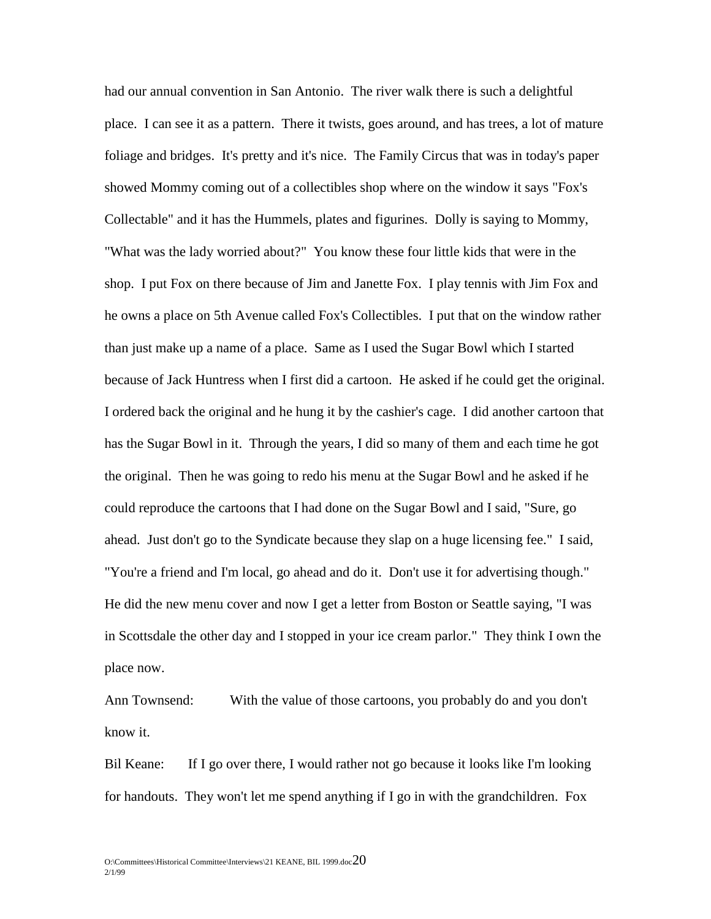had our annual convention in San Antonio. The river walk there is such a delightful place. I can see it as a pattern. There it twists, goes around, and has trees, a lot of mature foliage and bridges. It's pretty and it's nice. The Family Circus that was in today's paper showed Mommy coming out of a collectibles shop where on the window it says "Fox's Collectable" and it has the Hummels, plates and figurines. Dolly is saying to Mommy, "What was the lady worried about?" You know these four little kids that were in the shop. I put Fox on there because of Jim and Janette Fox. I play tennis with Jim Fox and he owns a place on 5th Avenue called Fox's Collectibles. I put that on the window rather than just make up a name of a place. Same as I used the Sugar Bowl which I started because of Jack Huntress when I first did a cartoon. He asked if he could get the original. I ordered back the original and he hung it by the cashier's cage. I did another cartoon that has the Sugar Bowl in it. Through the years, I did so many of them and each time he got the original. Then he was going to redo his menu at the Sugar Bowl and he asked if he could reproduce the cartoons that I had done on the Sugar Bowl and I said, "Sure, go ahead. Just don't go to the Syndicate because they slap on a huge licensing fee." I said, "You're a friend and I'm local, go ahead and do it. Don't use it for advertising though." He did the new menu cover and now I get a letter from Boston or Seattle saying, "I was in Scottsdale the other day and I stopped in your ice cream parlor." They think I own the place now.

Ann Townsend: With the value of those cartoons, you probably do and you don't know it.

Bil Keane: If I go over there, I would rather not go because it looks like I'm looking for handouts. They won't let me spend anything if I go in with the grandchildren. Fox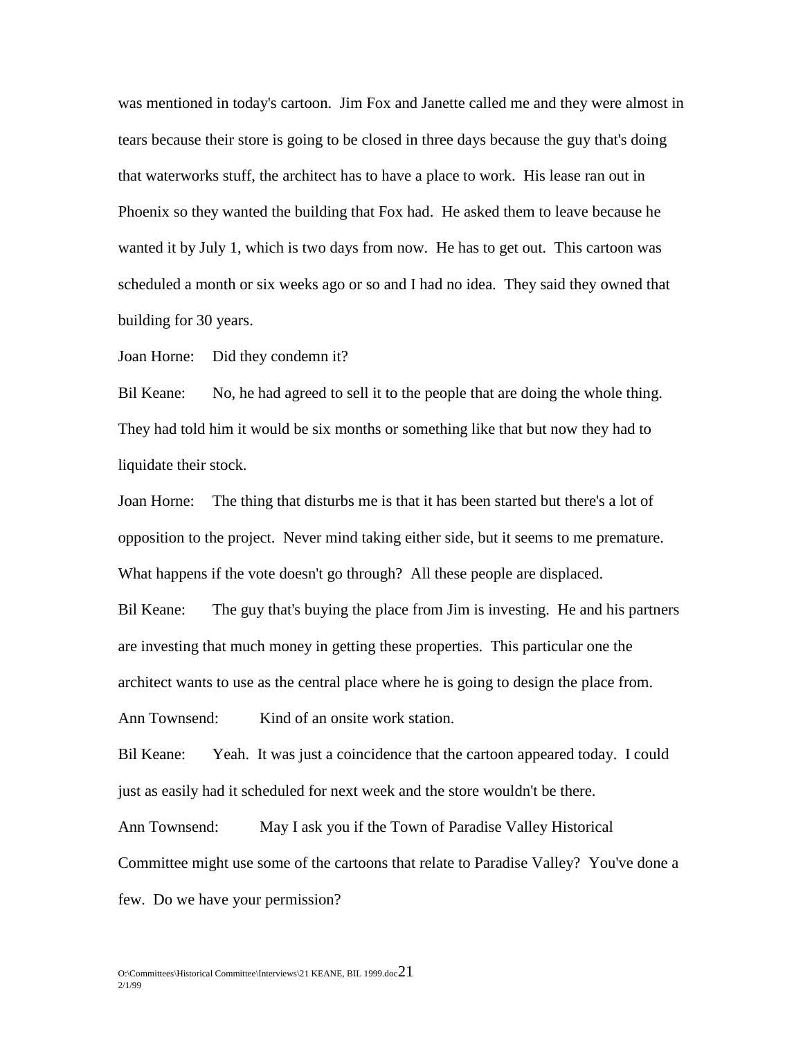was mentioned in today's cartoon. Jim Fox and Janette called me and they were almost in tears because their store is going to be closed in three days because the guy that's doing that waterworks stuff, the architect has to have a place to work. His lease ran out in Phoenix so they wanted the building that Fox had. He asked them to leave because he wanted it by July 1, which is two days from now. He has to get out. This cartoon was scheduled a month or six weeks ago or so and I had no idea. They said they owned that building for 30 years.

Joan Horne: Did they condemn it?

Bil Keane: No, he had agreed to sell it to the people that are doing the whole thing. They had told him it would be six months or something like that but now they had to liquidate their stock.

Joan Horne: The thing that disturbs me is that it has been started but there's a lot of opposition to the project. Never mind taking either side, but it seems to me premature. What happens if the vote doesn't go through? All these people are displaced.

Bil Keane: The guy that's buying the place from Jim is investing. He and his partners are investing that much money in getting these properties. This particular one the architect wants to use as the central place where he is going to design the place from.

Ann Townsend: Kind of an onsite work station.

Bil Keane: Yeah. It was just a coincidence that the cartoon appeared today. I could just as easily had it scheduled for next week and the store wouldn't be there.

Ann Townsend: May I ask you if the Town of Paradise Valley Historical Committee might use some of the cartoons that relate to Paradise Valley? You've done a few. Do we have your permission?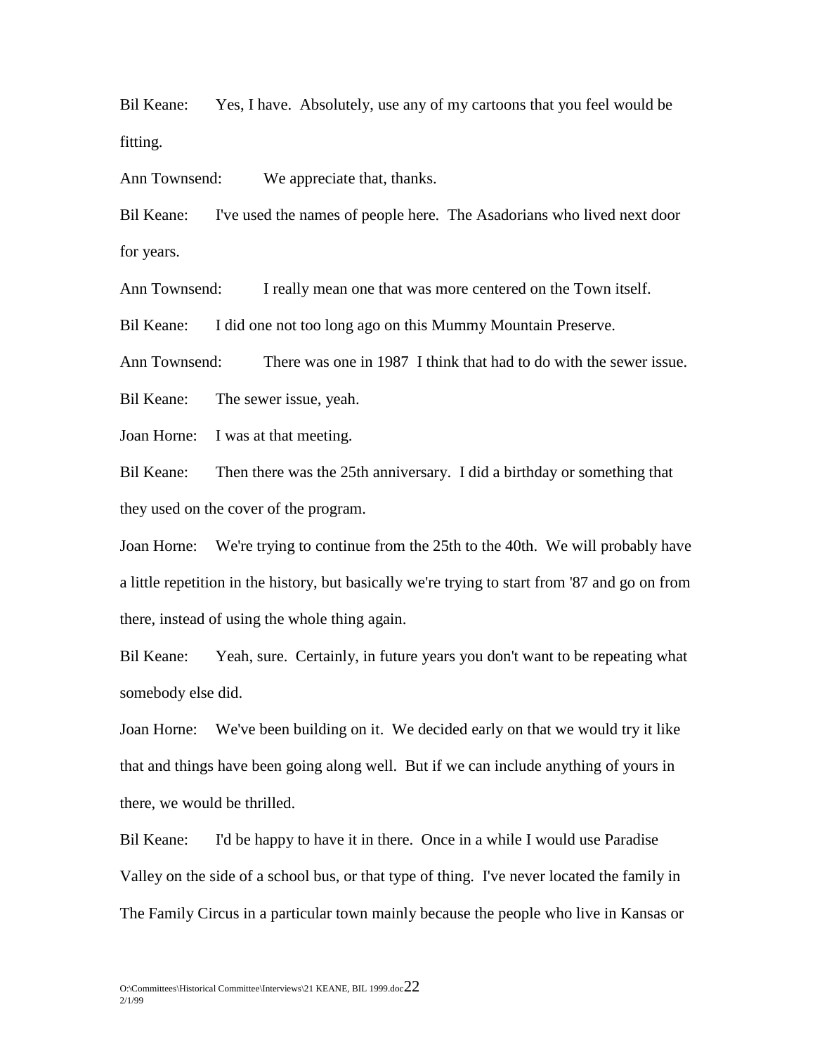Bil Keane: Yes, I have. Absolutely, use any of my cartoons that you feel would be fitting.

Ann Townsend: We appreciate that, thanks.

Bil Keane: I've used the names of people here. The Asadorians who lived next door for years.

Ann Townsend: I really mean one that was more centered on the Town itself.

Bil Keane: I did one not too long ago on this Mummy Mountain Preserve.

Ann Townsend: There was one in 1987 I think that had to do with the sewer issue.

Bil Keane: The sewer issue, yeah.

Joan Horne: I was at that meeting.

Bil Keane: Then there was the 25th anniversary. I did a birthday or something that they used on the cover of the program.

Joan Horne: We're trying to continue from the 25th to the 40th. We will probably have a little repetition in the history, but basically we're trying to start from '87 and go on from there, instead of using the whole thing again.

Bil Keane: Yeah, sure. Certainly, in future years you don't want to be repeating what somebody else did.

Joan Horne: We've been building on it. We decided early on that we would try it like that and things have been going along well. But if we can include anything of yours in there, we would be thrilled.

Bil Keane: I'd be happy to have it in there. Once in a while I would use Paradise Valley on the side of a school bus, or that type of thing. I've never located the family in The Family Circus in a particular town mainly because the people who live in Kansas or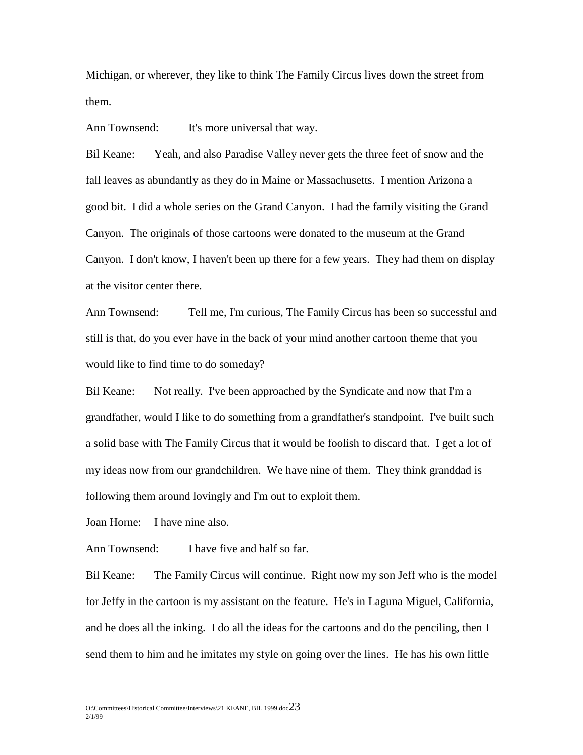Michigan, or wherever, they like to think The Family Circus lives down the street from them.

Ann Townsend: It's more universal that way.

Bil Keane: Yeah, and also Paradise Valley never gets the three feet of snow and the fall leaves as abundantly as they do in Maine or Massachusetts. I mention Arizona a good bit. I did a whole series on the Grand Canyon. I had the family visiting the Grand Canyon. The originals of those cartoons were donated to the museum at the Grand Canyon. I don't know, I haven't been up there for a few years. They had them on display at the visitor center there.

Ann Townsend: Tell me, I'm curious, The Family Circus has been so successful and still is that, do you ever have in the back of your mind another cartoon theme that you would like to find time to do someday?

Bil Keane: Not really. I've been approached by the Syndicate and now that I'm a grandfather, would I like to do something from a grandfather's standpoint. I've built such a solid base with The Family Circus that it would be foolish to discard that. I get a lot of my ideas now from our grandchildren. We have nine of them. They think granddad is following them around lovingly and I'm out to exploit them.

Joan Horne: I have nine also.

Ann Townsend: I have five and half so far.

Bil Keane: The Family Circus will continue. Right now my son Jeff who is the model for Jeffy in the cartoon is my assistant on the feature. He's in Laguna Miguel, California, and he does all the inking. I do all the ideas for the cartoons and do the penciling, then I send them to him and he imitates my style on going over the lines. He has his own little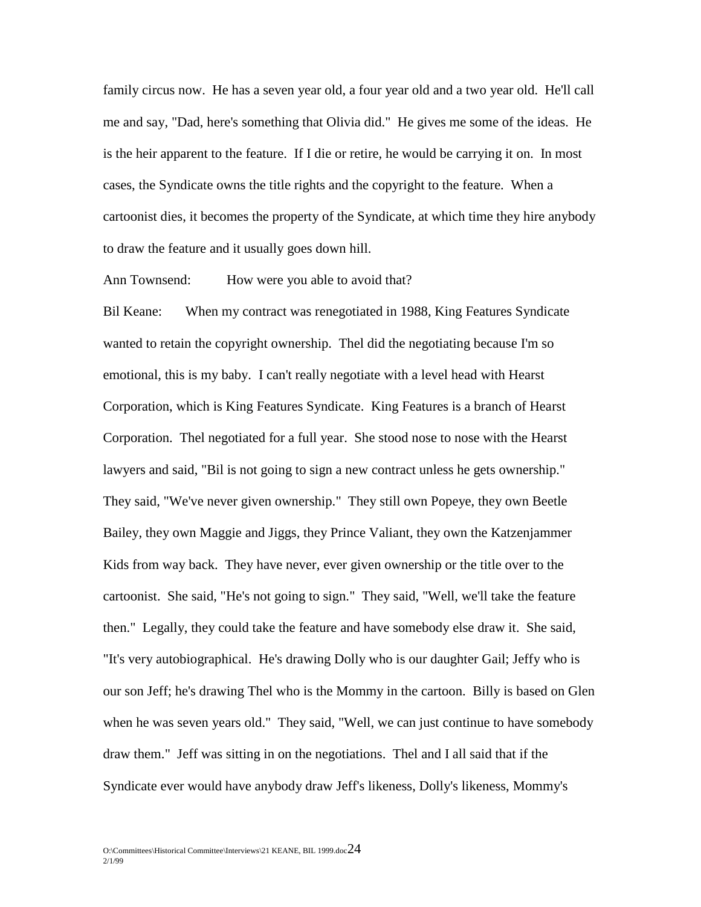family circus now. He has a seven year old, a four year old and a two year old. He'll call me and say, "Dad, here's something that Olivia did." He gives me some of the ideas. He is the heir apparent to the feature. If I die or retire, he would be carrying it on. In most cases, the Syndicate owns the title rights and the copyright to the feature. When a cartoonist dies, it becomes the property of the Syndicate, at which time they hire anybody to draw the feature and it usually goes down hill.

Ann Townsend: How were you able to avoid that?

Bil Keane: When my contract was renegotiated in 1988, King Features Syndicate wanted to retain the copyright ownership. Thel did the negotiating because I'm so emotional, this is my baby. I can't really negotiate with a level head with Hearst Corporation, which is King Features Syndicate. King Features is a branch of Hearst Corporation. Thel negotiated for a full year. She stood nose to nose with the Hearst lawyers and said, "Bil is not going to sign a new contract unless he gets ownership." They said, "We've never given ownership." They still own Popeye, they own Beetle Bailey, they own Maggie and Jiggs, they Prince Valiant, they own the Katzenjammer Kids from way back. They have never, ever given ownership or the title over to the cartoonist. She said, "He's not going to sign." They said, "Well, we'll take the feature then." Legally, they could take the feature and have somebody else draw it. She said, "It's very autobiographical. He's drawing Dolly who is our daughter Gail; Jeffy who is our son Jeff; he's drawing Thel who is the Mommy in the cartoon. Billy is based on Glen when he was seven years old." They said, "Well, we can just continue to have somebody draw them." Jeff was sitting in on the negotiations. Thel and I all said that if the Syndicate ever would have anybody draw Jeff's likeness, Dolly's likeness, Mommy's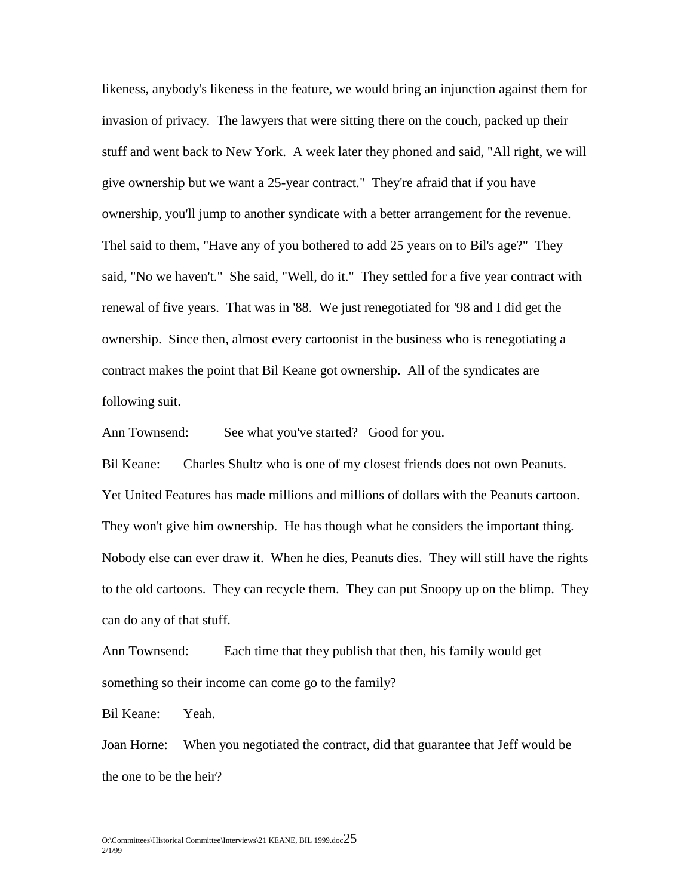likeness, anybody's likeness in the feature, we would bring an injunction against them for invasion of privacy. The lawyers that were sitting there on the couch, packed up their stuff and went back to New York. A week later they phoned and said, "All right, we will give ownership but we want a 25-year contract." They're afraid that if you have ownership, you'll jump to another syndicate with a better arrangement for the revenue. Thel said to them, "Have any of you bothered to add 25 years on to Bil's age?" They said, "No we haven't." She said, "Well, do it." They settled for a five year contract with renewal of five years. That was in '88. We just renegotiated for '98 and I did get the ownership. Since then, almost every cartoonist in the business who is renegotiating a contract makes the point that Bil Keane got ownership. All of the syndicates are following suit.

Ann Townsend: See what you've started? Good for you.

Bil Keane: Charles Shultz who is one of my closest friends does not own Peanuts. Yet United Features has made millions and millions of dollars with the Peanuts cartoon. They won't give him ownership. He has though what he considers the important thing. Nobody else can ever draw it. When he dies, Peanuts dies. They will still have the rights to the old cartoons. They can recycle them. They can put Snoopy up on the blimp. They can do any of that stuff.

Ann Townsend: Each time that they publish that then, his family would get something so their income can come go to the family?

Bil Keane: Yeah.

Joan Horne: When you negotiated the contract, did that guarantee that Jeff would be the one to be the heir?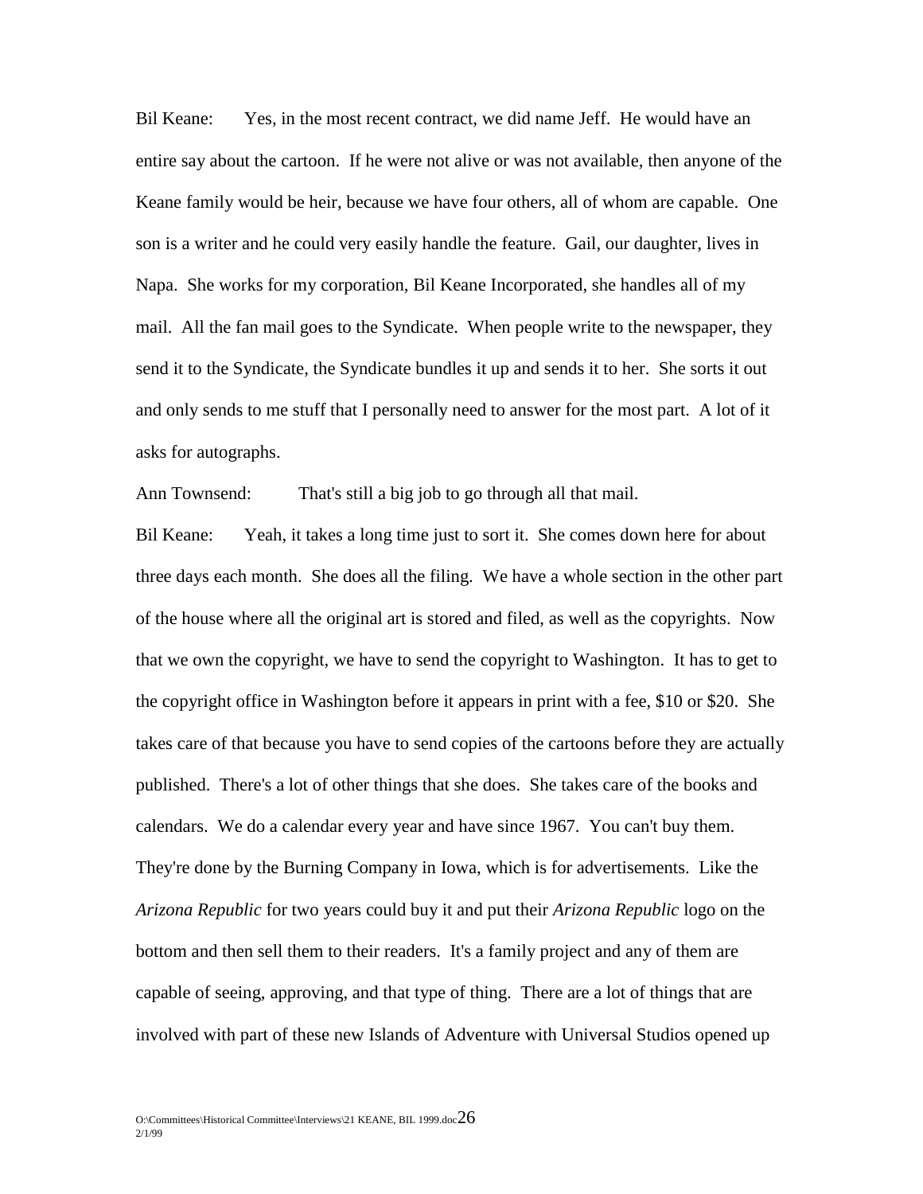Bil Keane: Yes, in the most recent contract, we did name Jeff. He would have an entire say about the cartoon. If he were not alive or was not available, then anyone of the Keane family would be heir, because we have four others, all of whom are capable. One son is a writer and he could very easily handle the feature. Gail, our daughter, lives in Napa. She works for my corporation, Bil Keane Incorporated, she handles all of my mail. All the fan mail goes to the Syndicate. When people write to the newspaper, they send it to the Syndicate, the Syndicate bundles it up and sends it to her. She sorts it out and only sends to me stuff that I personally need to answer for the most part. A lot of it asks for autographs.

Ann Townsend: That's still a big job to go through all that mail.

Bil Keane: Yeah, it takes a long time just to sort it. She comes down here for about three days each month. She does all the filing. We have a whole section in the other part of the house where all the original art is stored and filed, as well as the copyrights. Now that we own the copyright, we have to send the copyright to Washington. It has to get to the copyright office in Washington before it appears in print with a fee, $10 or $20. She takes care of that because you have to send copies of the cartoons before they are actually published. There's a lot of other things that she does. She takes care of the books and calendars. We do a calendar every year and have since 1967. You can't buy them. They're done by the Burning Company in Iowa, which is for advertisements. Like the *Arizona Republic* for two years could buy it and put their *Arizona Republic* logo on the bottom and then sell them to their readers. It's a family project and any of them are capable of seeing, approving, and that type of thing. There are a lot of things that are involved with part of these new Islands of Adventure with Universal Studios opened up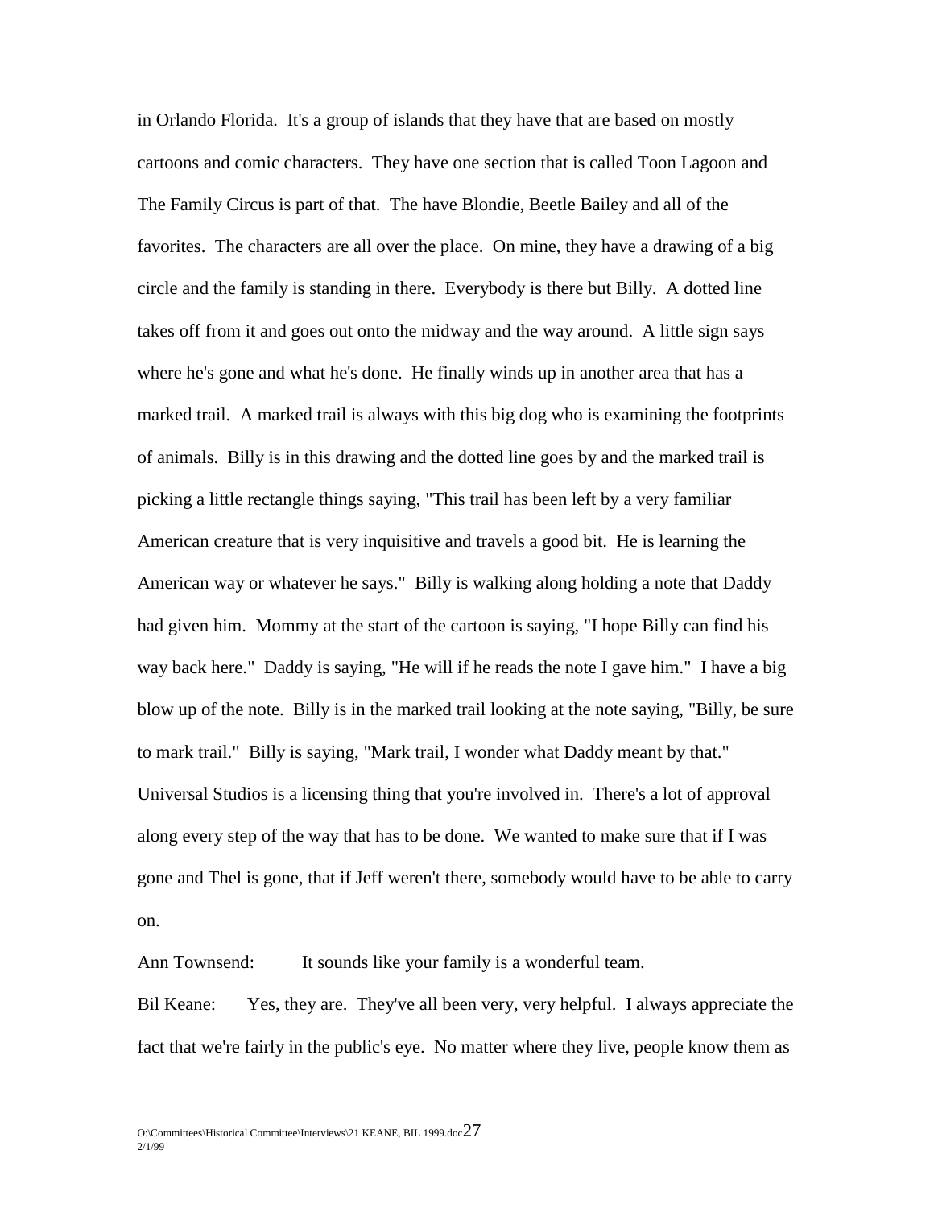in Orlando Florida. It's a group of islands that they have that are based on mostly cartoons and comic characters. They have one section that is called Toon Lagoon and The Family Circus is part of that. The have Blondie, Beetle Bailey and all of the favorites. The characters are all over the place. On mine, they have a drawing of a big circle and the family is standing in there. Everybody is there but Billy. A dotted line takes off from it and goes out onto the midway and the way around. A little sign says where he's gone and what he's done. He finally winds up in another area that has a marked trail. A marked trail is always with this big dog who is examining the footprints of animals. Billy is in this drawing and the dotted line goes by and the marked trail is picking a little rectangle things saying, "This trail has been left by a very familiar American creature that is very inquisitive and travels a good bit. He is learning the American way or whatever he says." Billy is walking along holding a note that Daddy had given him. Mommy at the start of the cartoon is saying, "I hope Billy can find his way back here." Daddy is saying, "He will if he reads the note I gave him." I have a big blow up of the note. Billy is in the marked trail looking at the note saying, "Billy, be sure to mark trail." Billy is saying, "Mark trail, I wonder what Daddy meant by that." Universal Studios is a licensing thing that you're involved in. There's a lot of approval along every step of the way that has to be done. We wanted to make sure that if I was gone and Thel is gone, that if Jeff weren't there, somebody would have to be able to carry on.

Ann Townsend: It sounds like your family is a wonderful team.

Bil Keane: Yes, they are. They've all been very, very helpful. I always appreciate the fact that we're fairly in the public's eye. No matter where they live, people know them as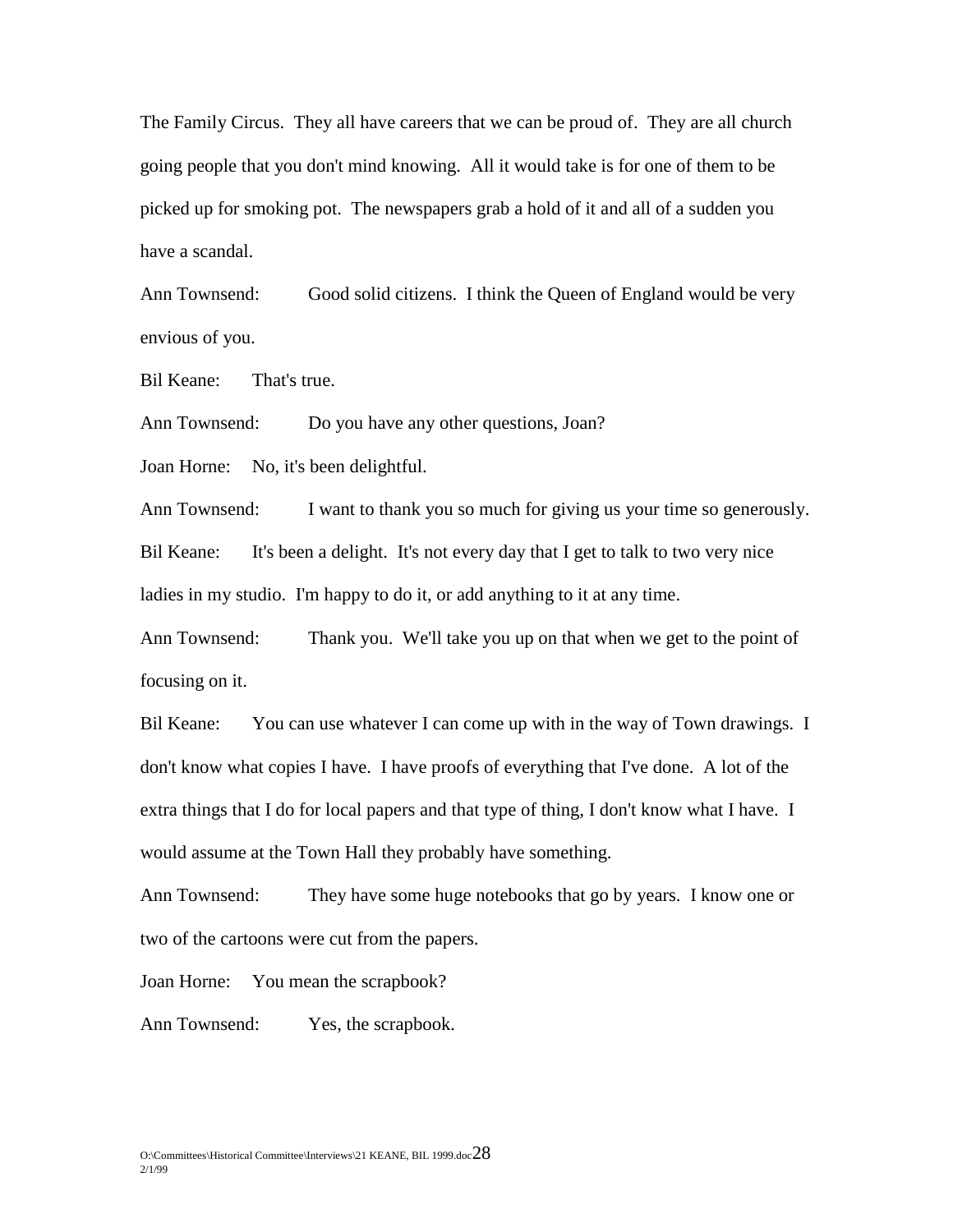The Family Circus. They all have careers that we can be proud of. They are all church going people that you don't mind knowing. All it would take is for one of them to be picked up for smoking pot. The newspapers grab a hold of it and all of a sudden you have a scandal.

Ann Townsend: Good solid citizens. I think the Queen of England would be very envious of you.

Bil Keane: That's true.

Ann Townsend: Do you have any other questions, Joan?

Joan Horne: No, it's been delightful.

Ann Townsend: I want to thank you so much for giving us your time so generously.

Bil Keane: It's been a delight. It's not every day that I get to talk to two very nice ladies in my studio. I'm happy to do it, or add anything to it at any time.

Ann Townsend: Thank you. We'll take you up on that when we get to the point of focusing on it.

Bil Keane: You can use whatever I can come up with in the way of Town drawings. I don't know what copies I have. I have proofs of everything that I've done. A lot of the extra things that I do for local papers and that type of thing, I don't know what I have. I would assume at the Town Hall they probably have something.

Ann Townsend: They have some huge notebooks that go by years. I know one or two of the cartoons were cut from the papers.

Joan Horne: You mean the scrapbook?

Ann Townsend: Yes, the scrapbook.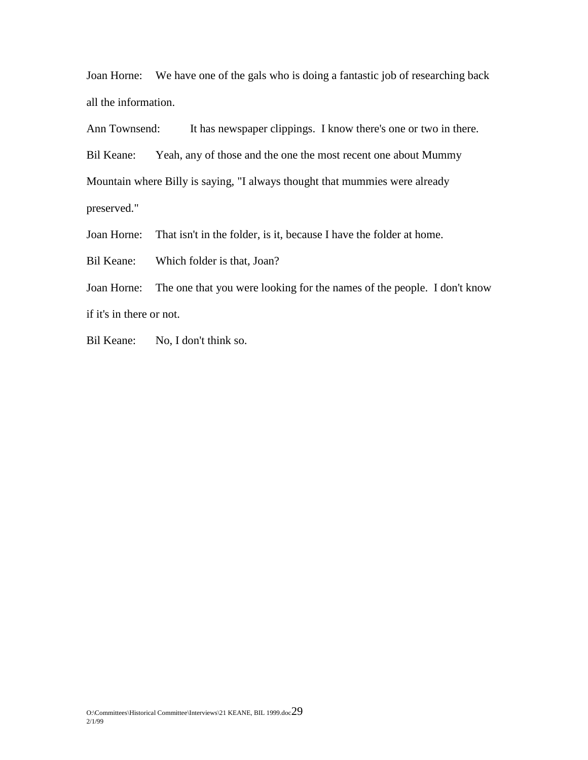Joan Horne: We have one of the gals who is doing a fantastic job of researching back all the information.

Ann Townsend: It has newspaper clippings. I know there's one or two in there.

Bil Keane: Yeah, any of those and the one the most recent one about Mummy Mountain where Billy is saying, "I always thought that mummies were already preserved."

Joan Horne: That isn't in the folder, is it, because I have the folder at home.

Bil Keane: Which folder is that, Joan?

Joan Horne: The one that you were looking for the names of the people. I don't know if it's in there or not.

Bil Keane: No, I don't think so.